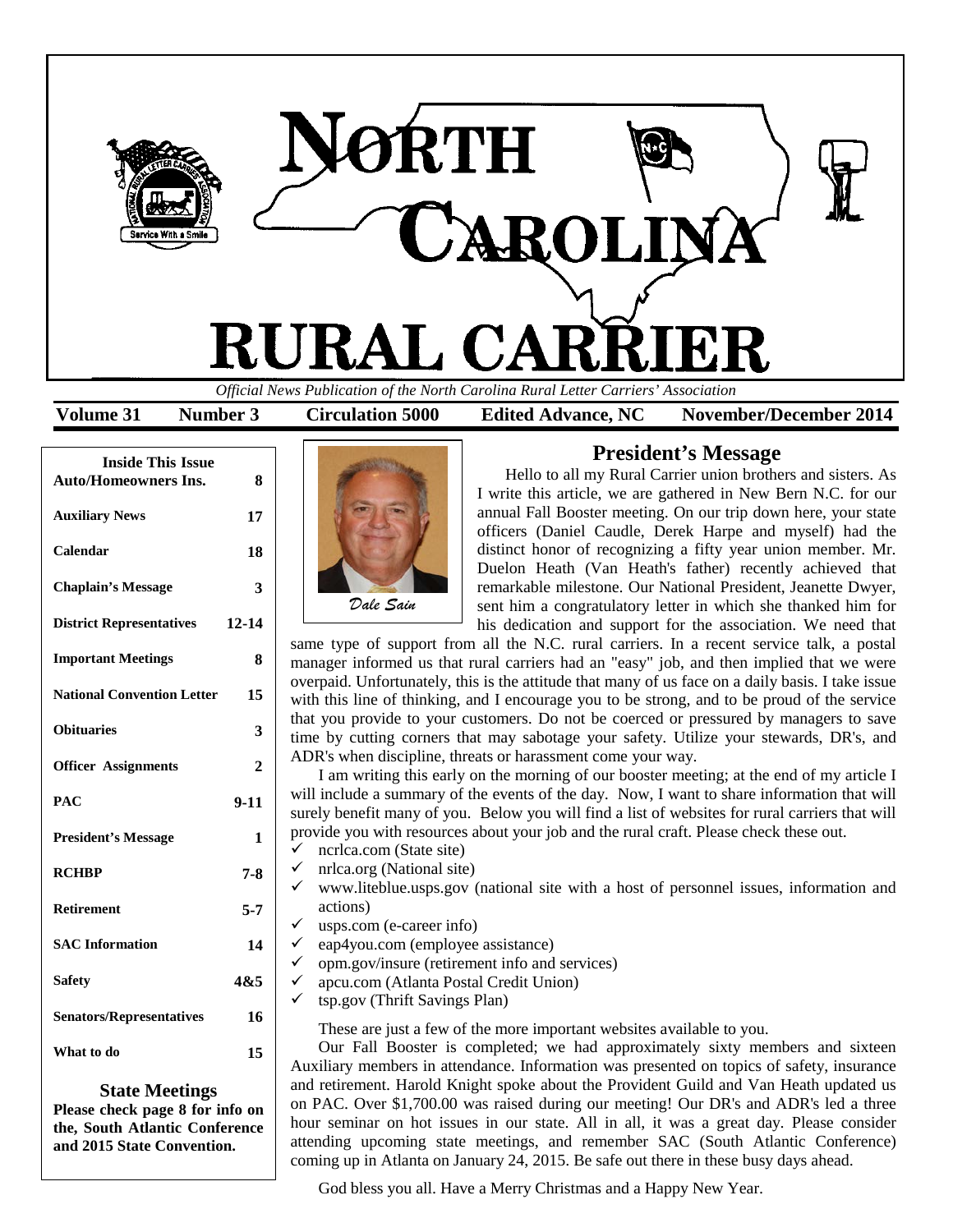# NORTH CAROLINA RURAL CARRIER

*Official News Publication of the North Carolina Rural Letter Carriers' Association*

**Volume 31 | Number 3 | Circulation 5000 | Edited Advance, NC | November/December 2014**

| Inside This Issue | |
|---|---|
| Auto/Homeowners Ins. | 8 |
| Auxiliary News | 17 |
| Calendar | 18 |
| Chaplain's Message | 3 |
| District Representatives | 12-14 |
| Important Meetings | 8 |
| National Convention Letter | 15 |
| Obituaries | 3 |
| Officer Assignments | 2 |
| PAC | 9-11 |
| President's Message | 1 |
| RCHBP | 7-8 |
| Retirement | 5-7 |
| SAC Information | 14 |
| Safety | 4&5 |
| Senators/Representatives | 16 |
| What to do | 15 |

### State Meetings

**Please check page 8 for info on the, South Atlantic Conference and 2015 State Convention.**

## President's Message

*Dale Sain*

Hello to all my Rural Carrier union brothers and sisters. As I write this article, we are gathered in New Bern N.C. for our annual Fall Booster meeting. On our trip down here, your state officers (Daniel Caudle, Derek Harpe and myself) had the distinct honor of recognizing a fifty year union member. Mr. Duelon Heath (Van Heath's father) recently achieved that remarkable milestone. Our National President, Jeanette Dwyer, sent him a congratulatory letter in which she thanked him for his dedication and support for the association. We need that same type of support from all the N.C. rural carriers. In a recent service talk, a postal manager informed us that rural carriers had an "easy" job, and then implied that we were overpaid. Unfortunately, this is the attitude that many of us face on a daily basis. I take issue with this line of thinking, and I encourage you to be strong, and to be proud of the service that you provide to your customers. Do not be coerced or pressured by managers to save time by cutting corners that may sabotage your safety. Utilize your stewards, DR's, and ADR's when discipline, threats or harassment come your way.

I am writing this early on the morning of our booster meeting; at the end of my article I will include a summary of the events of the day. Now, I want to share information that will surely benefit many of you. Below you will find a list of websites for rural carriers that will provide you with resources about your job and the rural craft. Please check these out.

- ✓ ncrlca.com (State site)
- ✓ nrlca.org (National site)
- ✓ www.liteblue.usps.gov (national site with a host of personnel issues, information and actions)
- ✓ usps.com (e-career info)
- ✓ eap4you.com (employee assistance)
- ✓ opm.gov/insure (retirement info and services)
- ✓ apcu.com (Atlanta Postal Credit Union)
- ✓ tsp.gov (Thrift Savings Plan)

These are just a few of the more important websites available to you.

Our Fall Booster is completed; we had approximately sixty members and sixteen Auxiliary members in attendance. Information was presented on topics of safety, insurance and retirement. Harold Knight spoke about the Provident Guild and Van Heath updated us on PAC. Over $1,700.00 was raised during our meeting! Our DR's and ADR's led a three hour seminar on hot issues in our state. All in all, it was a great day. Please consider attending upcoming state meetings, and remember SAC (South Atlantic Conference) coming up in Atlanta on January 24, 2015. Be safe out there in these busy days ahead.

God bless you all. Have a Merry Christmas and a Happy New Year.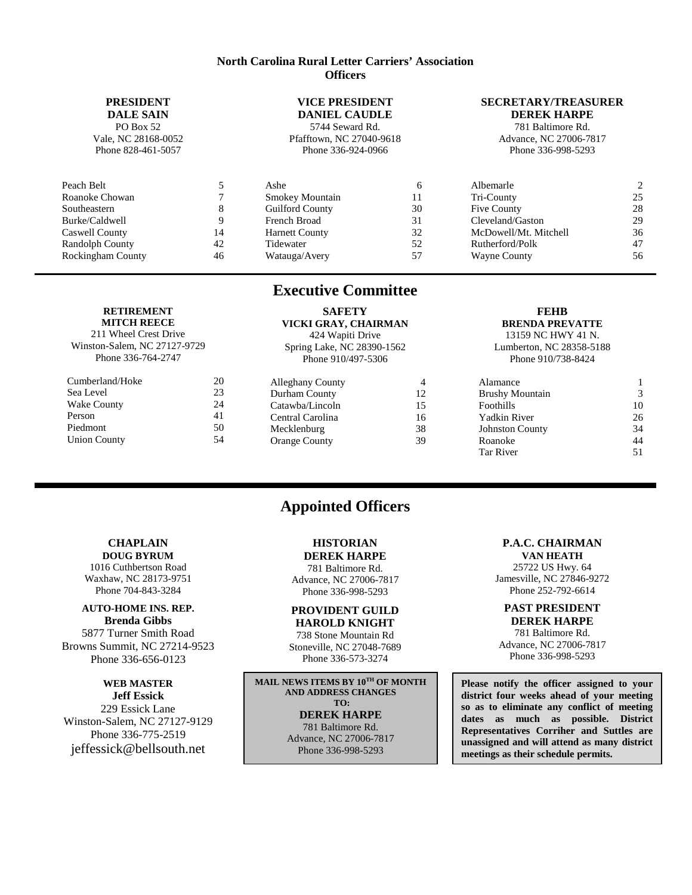# North Carolina Rural Letter Carriers' Association Officers

**PRESIDENT**
**DALE SAIN**
PO Box 52
Vale, NC 28168-0052
Phone 828-461-5057

| District | No. |
|---|---|
| Peach Belt | 5 |
| Roanoke Chowan | 7 |
| Southeastern | 8 |
| Burke/Caldwell | 9 |
| Caswell County | 14 |
| Randolph County | 42 |
| Rockingham County | 46 |

**VICE PRESIDENT**
**DANIEL CAUDLE**
5744 Seward Rd.
Pfafftown, NC 27040-9618
Phone 336-924-0966

| District | No. |
|---|---|
| Ashe | 6 |
| Smokey Mountain | 11 |
| Guilford County | 30 |
| French Broad | 31 |
| Harnett County | 32 |
| Tidewater | 52 |
| Watauga/Avery | 57 |

**SECRETARY/TREASURER**
**DEREK HARPE**
781 Baltimore Rd.
Advance, NC 27006-7817
Phone 336-998-5293

| District | No. |
|---|---|
| Albemarle | 2 |
| Tri-County | 25 |
| Five County | 28 |
| Cleveland/Gaston | 29 |
| McDowell/Mt. Mitchell | 36 |
| Rutherford/Polk | 47 |
| Wayne County | 56 |

## Executive Committee

**RETIREMENT**
**MITCH REECE**
211 Wheel Crest Drive
Winston-Salem, NC 27127-9729
Phone 336-764-2747

| District | No. |
|---|---|
| Cumberland/Hoke | 20 |
| Sea Level | 23 |
| Wake County | 24 |
| Person | 41 |
| Piedmont | 50 |
| Union County | 54 |

**SAFETY**
**VICKI GRAY, CHAIRMAN**
424 Wapiti Drive
Spring Lake, NC 28390-1562
Phone 910/497-5306

| District | No. |
|---|---|
| Alleghany County | 4 |
| Durham County | 12 |
| Catawba/Lincoln | 15 |
| Central Carolina | 16 |
| Mecklenburg | 38 |
| Orange County | 39 |

**FEHB**
**BRENDA PREVATTE**
13159 NC HWY 41 N.
Lumberton, NC 28358-5188
Phone 910/738-8424

| District | No. |
|---|---|
| Alamance | 1 |
| Brushy Mountain | 3 |
| Foothills | 10 |
| Yadkin River | 26 |
| Johnston County | 34 |
| Roanoke | 44 |
| Tar River | 51 |

## Appointed Officers

**CHAPLAIN**
**DOUG BYRUM**
1016 Cuthbertson Road
Waxhaw, NC 28173-9751
Phone 704-843-3284

**AUTO-HOME INS. REP.**
**Brenda Gibbs**
5877 Turner Smith Road
Browns Summit, NC 27214-9523
Phone 336-656-0123

**WEB MASTER**
**Jeff Essick**
229 Essick Lane
Winston-Salem, NC 27127-9129
Phone 336-775-2519
jeffessick@bellsouth.net

**HISTORIAN**
**DEREK HARPE**
781 Baltimore Rd.
Advance, NC 27006-7817
Phone 336-998-5293

**PROVIDENT GUILD**
**HAROLD KNIGHT**
738 Stone Mountain Rd
Stoneville, NC 27048-7689
Phone 336-573-3274

**MAIL NEWS ITEMS BY 10TH OF MONTH AND ADDRESS CHANGES TO:**
**DEREK HARPE**
781 Baltimore Rd.
Advance, NC 27006-7817
Phone 336-998-5293

**P.A.C. CHAIRMAN**
**VAN HEATH**
25722 US Hwy. 64
Jamesville, NC 27846-9272
Phone 252-792-6614

**PAST PRESIDENT**
**DEREK HARPE**
781 Baltimore Rd.
Advance, NC 27006-7817
Phone 336-998-5293

**Please notify the officer assigned to your district four weeks ahead of your meeting so as to eliminate any conflict of meeting dates as much as possible. District Representatives Corriher and Suttles are unassigned and will attend as many district meetings as their schedule permits.**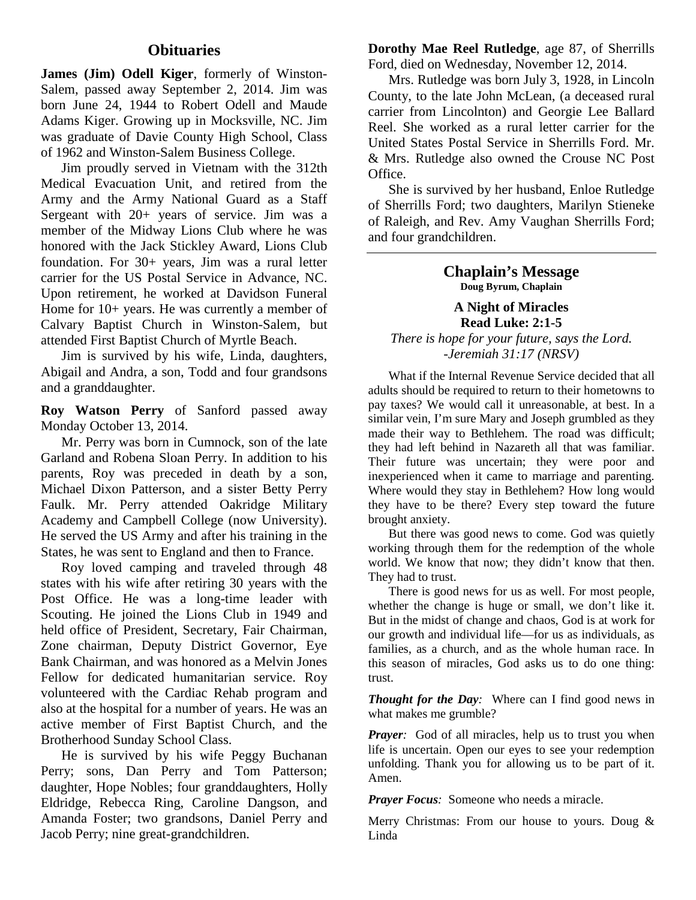## Obituaries

**James (Jim) Odell Kiger**, formerly of Winston-Salem, passed away September 2, 2014. Jim was born June 24, 1944 to Robert Odell and Maude Adams Kiger. Growing up in Mocksville, NC. Jim was graduate of Davie County High School, Class of 1962 and Winston-Salem Business College.

Jim proudly served in Vietnam with the 312th Medical Evacuation Unit, and retired from the Army and the Army National Guard as a Staff Sergeant with 20+ years of service. Jim was a member of the Midway Lions Club where he was honored with the Jack Stickley Award, Lions Club foundation. For 30+ years, Jim was a rural letter carrier for the US Postal Service in Advance, NC. Upon retirement, he worked at Davidson Funeral Home for 10+ years. He was currently a member of Calvary Baptist Church in Winston-Salem, but attended First Baptist Church of Myrtle Beach.

Jim is survived by his wife, Linda, daughters, Abigail and Andra, a son, Todd and four grandsons and a granddaughter.

**Roy Watson Perry** of Sanford passed away Monday October 13, 2014.

Mr. Perry was born in Cumnock, son of the late Garland and Robena Sloan Perry. In addition to his parents, Roy was preceded in death by a son, Michael Dixon Patterson, and a sister Betty Perry Faulk. Mr. Perry attended Oakridge Military Academy and Campbell College (now University). He served the US Army and after his training in the States, he was sent to England and then to France.

Roy loved camping and traveled through 48 states with his wife after retiring 30 years with the Post Office. He was a long-time leader with Scouting. He joined the Lions Club in 1949 and held office of President, Secretary, Fair Chairman, Zone chairman, Deputy District Governor, Eye Bank Chairman, and was honored as a Melvin Jones Fellow for dedicated humanitarian service. Roy volunteered with the Cardiac Rehab program and also at the hospital for a number of years. He was an active member of First Baptist Church, and the Brotherhood Sunday School Class.

He is survived by his wife Peggy Buchanan Perry; sons, Dan Perry and Tom Patterson; daughter, Hope Nobles; four granddaughters, Holly Eldridge, Rebecca Ring, Caroline Dangson, and Amanda Foster; two grandsons, Daniel Perry and Jacob Perry; nine great-grandchildren.

**Dorothy Mae Reel Rutledge**, age 87, of Sherrills Ford, died on Wednesday, November 12, 2014.

Mrs. Rutledge was born July 3, 1928, in Lincoln County, to the late John McLean, (a deceased rural carrier from Lincolnton) and Georgie Lee Ballard Reel. She worked as a rural letter carrier for the United States Postal Service in Sherrills Ford. Mr. & Mrs. Rutledge also owned the Crouse NC Post Office.

She is survived by her husband, Enloe Rutledge of Sherrills Ford; two daughters, Marilyn Stieneke of Raleigh, and Rev. Amy Vaughan Sherrills Ford; and four grandchildren.

---

## Chaplain's Message

**Doug Byrum, Chaplain**

### A Night of Miracles
**Read Luke: 2:1-5**

*There is hope for your future, says the Lord.*
*-Jeremiah 31:17 (NRSV)*

What if the Internal Revenue Service decided that all adults should be required to return to their hometowns to pay taxes? We would call it unreasonable, at best. In a similar vein, I'm sure Mary and Joseph grumbled as they made their way to Bethlehem. The road was difficult; they had left behind in Nazareth all that was familiar. Their future was uncertain; they were poor and inexperienced when it came to marriage and parenting. Where would they stay in Bethlehem? How long would they have to be there? Every step toward the future brought anxiety.

But there was good news to come. God was quietly working through them for the redemption of the whole world. We know that now; they didn't know that then. They had to trust.

There is good news for us as well. For most people, whether the change is huge or small, we don't like it. But in the midst of change and chaos, God is at work for our growth and individual life—for us as individuals, as families, as a church, and as the whole human race. In this season of miracles, God asks us to do one thing: trust.

***Thought for the Day**:* Where can I find good news in what makes me grumble?

***Prayer**:* God of all miracles, help us to trust you when life is uncertain. Open our eyes to see your redemption unfolding. Thank you for allowing us to be part of it. Amen.

***Prayer Focus**:* Someone who needs a miracle.

Merry Christmas: From our house to yours. Doug & Linda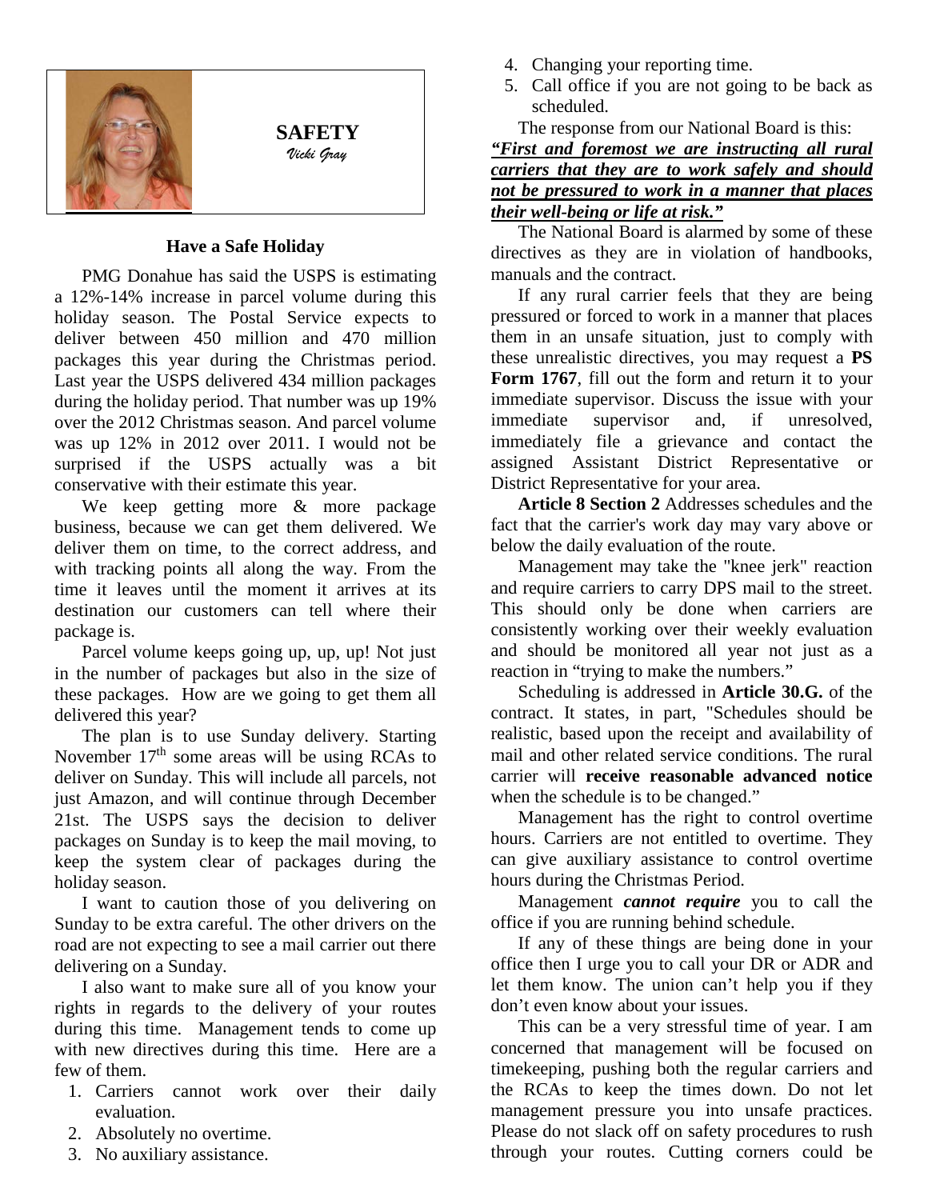## SAFETY

*Vicki Gray*

### Have a Safe Holiday

PMG Donahue has said the USPS is estimating a 12%-14% increase in parcel volume during this holiday season. The Postal Service expects to deliver between 450 million and 470 million packages this year during the Christmas period. Last year the USPS delivered 434 million packages during the holiday period. That number was up 19% over the 2012 Christmas season. And parcel volume was up 12% in 2012 over 2011. I would not be surprised if the USPS actually was a bit conservative with their estimate this year.

We keep getting more & more package business, because we can get them delivered. We deliver them on time, to the correct address, and with tracking points all along the way. From the time it leaves until the moment it arrives at its destination our customers can tell where their package is.

Parcel volume keeps going up, up, up! Not just in the number of packages but also in the size of these packages. How are we going to get them all delivered this year?

The plan is to use Sunday delivery. Starting November 17th some areas will be using RCAs to deliver on Sunday. This will include all parcels, not just Amazon, and will continue through December 21st. The USPS says the decision to deliver packages on Sunday is to keep the mail moving, to keep the system clear of packages during the holiday season.

I want to caution those of you delivering on Sunday to be extra careful. The other drivers on the road are not expecting to see a mail carrier out there delivering on a Sunday.

I also want to make sure all of you know your rights in regards to the delivery of your routes during this time. Management tends to come up with new directives during this time. Here are a few of them.

1. Carriers cannot work over their daily evaluation.
2. Absolutely no overtime.
3. No auxiliary assistance.
4. Changing your reporting time.
5. Call office if you are not going to be back as scheduled.

The response from our National Board is this:

***"First and foremost we are instructing all rural carriers that they are to work safely and should not be pressured to work in a manner that places their well-being or life at risk."***

The National Board is alarmed by some of these directives as they are in violation of handbooks, manuals and the contract.

If any rural carrier feels that they are being pressured or forced to work in a manner that places them in an unsafe situation, just to comply with these unrealistic directives, you may request a **PS Form 1767**, fill out the form and return it to your immediate supervisor. Discuss the issue with your immediate supervisor and, if unresolved, immediately file a grievance and contact the assigned Assistant District Representative or District Representative for your area.

**Article 8 Section 2** Addresses schedules and the fact that the carrier's work day may vary above or below the daily evaluation of the route.

Management may take the "knee jerk" reaction and require carriers to carry DPS mail to the street. This should only be done when carriers are consistently working over their weekly evaluation and should be monitored all year not just as a reaction in "trying to make the numbers."

Scheduling is addressed in **Article 30.G.** of the contract. It states, in part, "Schedules should be realistic, based upon the receipt and availability of mail and other related service conditions. The rural carrier will **receive reasonable advanced notice** when the schedule is to be changed."

Management has the right to control overtime hours. Carriers are not entitled to overtime. They can give auxiliary assistance to control overtime hours during the Christmas Period.

Management ***cannot require*** you to call the office if you are running behind schedule.

If any of these things are being done in your office then I urge you to call your DR or ADR and let them know. The union can't help you if they don't even know about your issues.

This can be a very stressful time of year. I am concerned that management will be focused on timekeeping, pushing both the regular carriers and the RCAs to keep the times down. Do not let management pressure you into unsafe practices. Please do not slack off on safety procedures to rush through your routes. Cutting corners could be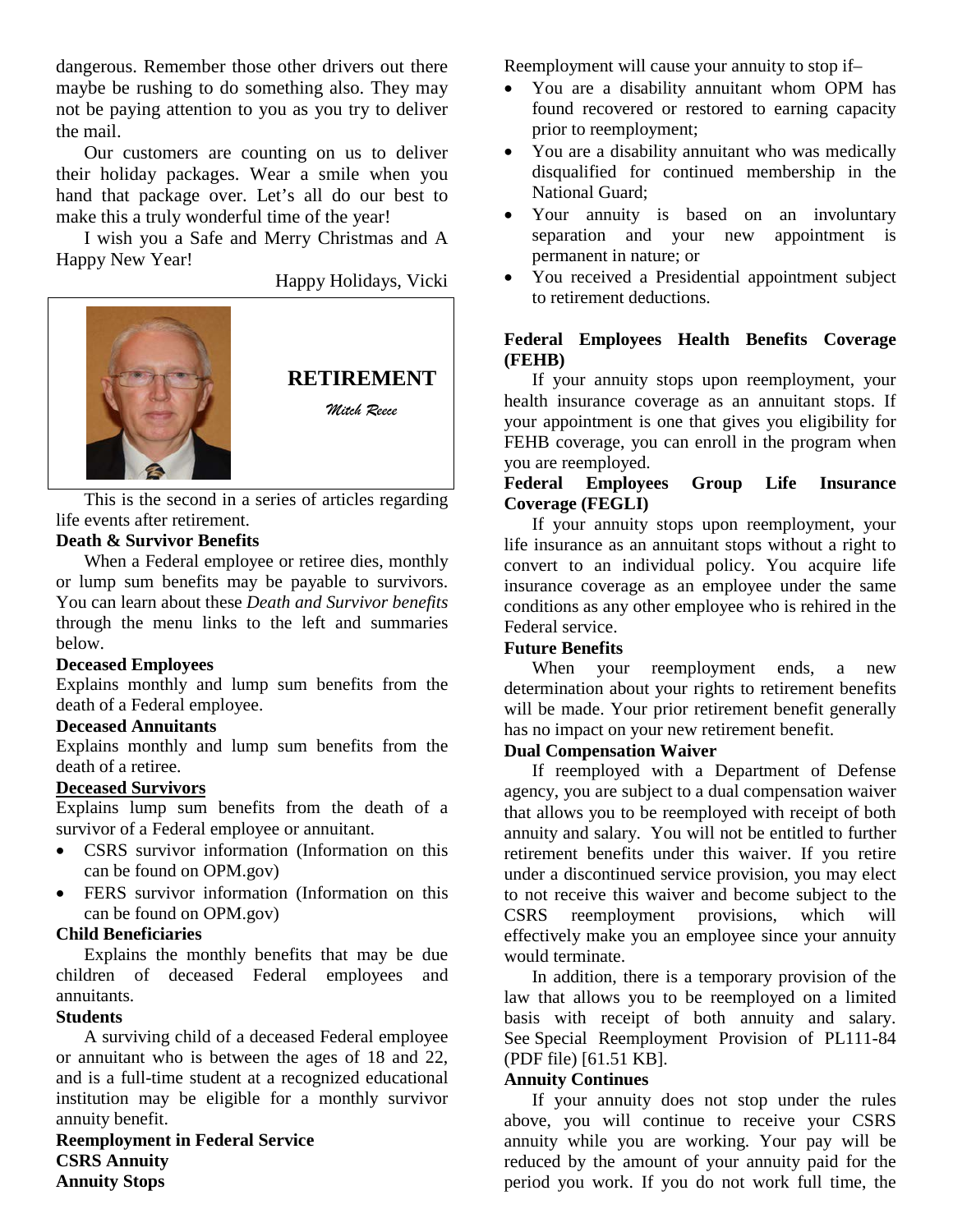dangerous. Remember those other drivers out there maybe be rushing to do something also. They may not be paying attention to you as you try to deliver the mail.

Our customers are counting on us to deliver their holiday packages. Wear a smile when you hand that package over. Let's all do our best to make this a truly wonderful time of the year!

I wish you a Safe and Merry Christmas and A Happy New Year!

Happy Holidays, Vicki

## RETIREMENT

*Mitch Reece*

This is the second in a series of articles regarding life events after retirement.

**Death & Survivor Benefits**

When a Federal employee or retiree dies, monthly or lump sum benefits may be payable to survivors. You can learn about these *Death and Survivor benefits* through the menu links to the left and summaries below.

**Deceased Employees**

Explains monthly and lump sum benefits from the death of a Federal employee.

**Deceased Annuitants**

Explains monthly and lump sum benefits from the death of a retiree.

**Deceased Survivors**

Explains lump sum benefits from the death of a survivor of a Federal employee or annuitant.

- CSRS survivor information (Information on this can be found on OPM.gov)
- FERS survivor information (Information on this can be found on OPM.gov)

**Child Beneficiaries**

Explains the monthly benefits that may be due children of deceased Federal employees and annuitants.

**Students**

A surviving child of a deceased Federal employee or annuitant who is between the ages of 18 and 22, and is a full-time student at a recognized educational institution may be eligible for a monthly survivor annuity benefit.

**Reemployment in Federal Service**

**CSRS Annuity**

**Annuity Stops**

Reemployment will cause your annuity to stop if–

- You are a disability annuitant whom OPM has found recovered or restored to earning capacity prior to reemployment;
- You are a disability annuitant who was medically disqualified for continued membership in the National Guard;
- Your annuity is based on an involuntary separation and your new appointment is permanent in nature; or
- You received a Presidential appointment subject to retirement deductions.

**Federal Employees Health Benefits Coverage (FEHB)**

If your annuity stops upon reemployment, your health insurance coverage as an annuitant stops. If your appointment is one that gives you eligibility for FEHB coverage, you can enroll in the program when you are reemployed.

**Federal Employees Group Life Insurance Coverage (FEGLI)**

If your annuity stops upon reemployment, your life insurance as an annuitant stops without a right to convert to an individual policy. You acquire life insurance coverage as an employee under the same conditions as any other employee who is rehired in the Federal service.

**Future Benefits**

When your reemployment ends, a new determination about your rights to retirement benefits will be made. Your prior retirement benefit generally has no impact on your new retirement benefit.

**Dual Compensation Waiver**

If reemployed with a Department of Defense agency, you are subject to a dual compensation waiver that allows you to be reemployed with receipt of both annuity and salary. You will not be entitled to further retirement benefits under this waiver. If you retire under a discontinued service provision, you may elect to not receive this waiver and become subject to the CSRS reemployment provisions, which will effectively make you an employee since your annuity would terminate.

In addition, there is a temporary provision of the law that allows you to be reemployed on a limited basis with receipt of both annuity and salary. See Special Reemployment Provision of PL111-84 (PDF file) [61.51 KB].

**Annuity Continues**

If your annuity does not stop under the rules above, you will continue to receive your CSRS annuity while you are working. Your pay will be reduced by the amount of your annuity paid for the period you work. If you do not work full time, the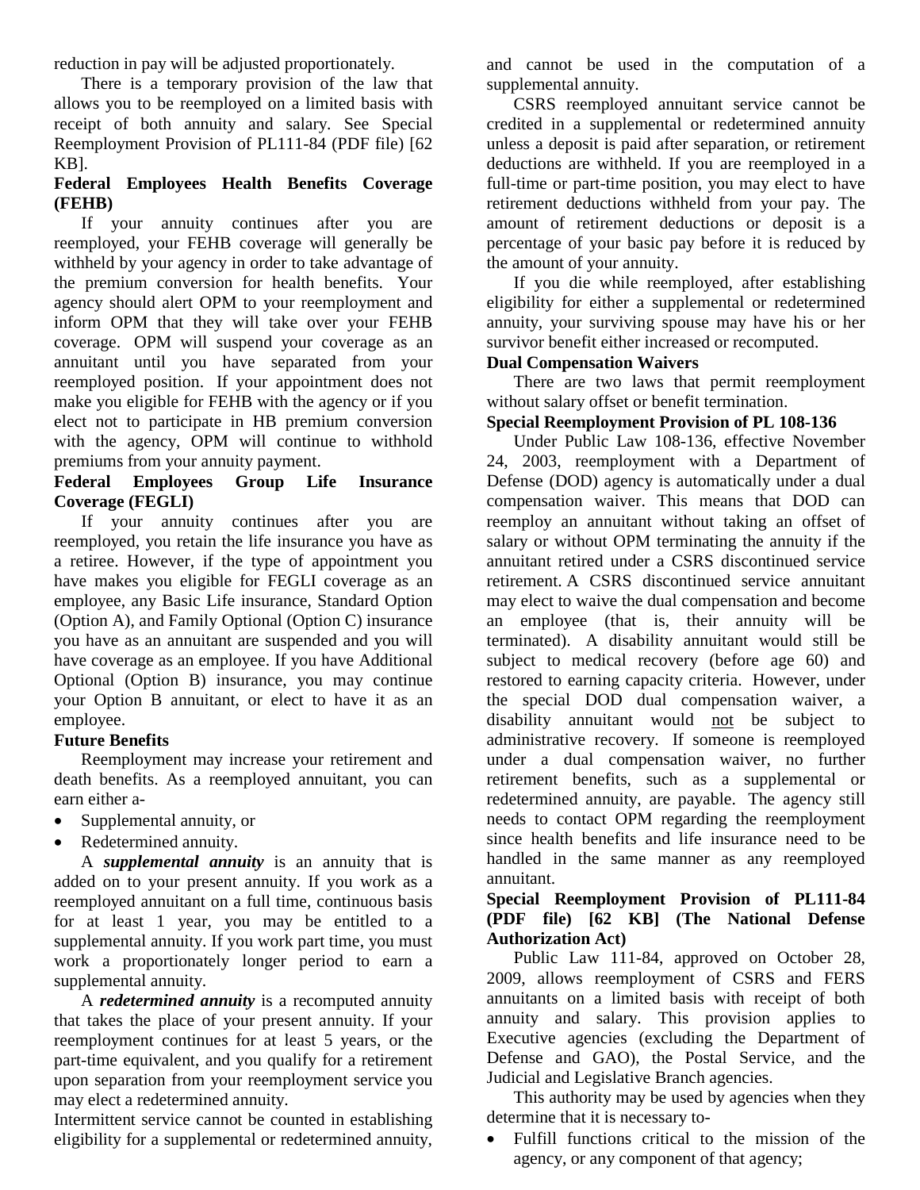reduction in pay will be adjusted proportionately.

There is a temporary provision of the law that allows you to be reemployed on a limited basis with receipt of both annuity and salary. See Special Reemployment Provision of PL111-84 (PDF file) [62 KB].

**Federal Employees Health Benefits Coverage (FEHB)**

If your annuity continues after you are reemployed, your FEHB coverage will generally be withheld by your agency in order to take advantage of the premium conversion for health benefits. Your agency should alert OPM to your reemployment and inform OPM that they will take over your FEHB coverage. OPM will suspend your coverage as an annuitant until you have separated from your reemployed position. If your appointment does not make you eligible for FEHB with the agency or if you elect not to participate in HB premium conversion with the agency, OPM will continue to withhold premiums from your annuity payment.

**Federal Employees Group Life Insurance Coverage (FEGLI)**

If your annuity continues after you are reemployed, you retain the life insurance you have as a retiree. However, if the type of appointment you have makes you eligible for FEGLI coverage as an employee, any Basic Life insurance, Standard Option (Option A), and Family Optional (Option C) insurance you have as an annuitant are suspended and you will have coverage as an employee. If you have Additional Optional (Option B) insurance, you may continue your Option B annuitant, or elect to have it as an employee.

**Future Benefits**

Reemployment may increase your retirement and death benefits. As a reemployed annuitant, you can earn either a-

- Supplemental annuity, or
- Redetermined annuity.

A ***supplemental annuity*** is an annuity that is added on to your present annuity. If you work as a reemployed annuitant on a full time, continuous basis for at least 1 year, you may be entitled to a supplemental annuity. If you work part time, you must work a proportionately longer period to earn a supplemental annuity.

A ***redetermined annuity*** is a recomputed annuity that takes the place of your present annuity. If your reemployment continues for at least 5 years, or the part-time equivalent, and you qualify for a retirement upon separation from your reemployment service you may elect a redetermined annuity.

Intermittent service cannot be counted in establishing eligibility for a supplemental or redetermined annuity, and cannot be used in the computation of a supplemental annuity.

CSRS reemployed annuitant service cannot be credited in a supplemental or redetermined annuity unless a deposit is paid after separation, or retirement deductions are withheld. If you are reemployed in a full-time or part-time position, you may elect to have retirement deductions withheld from your pay. The amount of retirement deductions or deposit is a percentage of your basic pay before it is reduced by the amount of your annuity.

If you die while reemployed, after establishing eligibility for either a supplemental or redetermined annuity, your surviving spouse may have his or her survivor benefit either increased or recomputed.

**Dual Compensation Waivers**

There are two laws that permit reemployment without salary offset or benefit termination.

**Special Reemployment Provision of PL 108-136**

Under Public Law 108-136, effective November 24, 2003, reemployment with a Department of Defense (DOD) agency is automatically under a dual compensation waiver. This means that DOD can reemploy an annuitant without taking an offset of salary or without OPM terminating the annuity if the annuitant retired under a CSRS discontinued service retirement. A CSRS discontinued service annuitant may elect to waive the dual compensation and become an employee (that is, their annuity will be terminated). A disability annuitant would still be subject to medical recovery (before age 60) and restored to earning capacity criteria. However, under the special DOD dual compensation waiver, a disability annuitant would not be subject to administrative recovery. If someone is reemployed under a dual compensation waiver, no further retirement benefits, such as a supplemental or redetermined annuity, are payable. The agency still needs to contact OPM regarding the reemployment since health benefits and life insurance need to be handled in the same manner as any reemployed annuitant.

**Special Reemployment Provision of PL111-84 (PDF file) [62 KB] (The National Defense Authorization Act)**

Public Law 111-84, approved on October 28, 2009, allows reemployment of CSRS and FERS annuitants on a limited basis with receipt of both annuity and salary. This provision applies to Executive agencies (excluding the Department of Defense and GAO), the Postal Service, and the Judicial and Legislative Branch agencies.

This authority may be used by agencies when they determine that it is necessary to-

- Fulfill functions critical to the mission of the agency, or any component of that agency;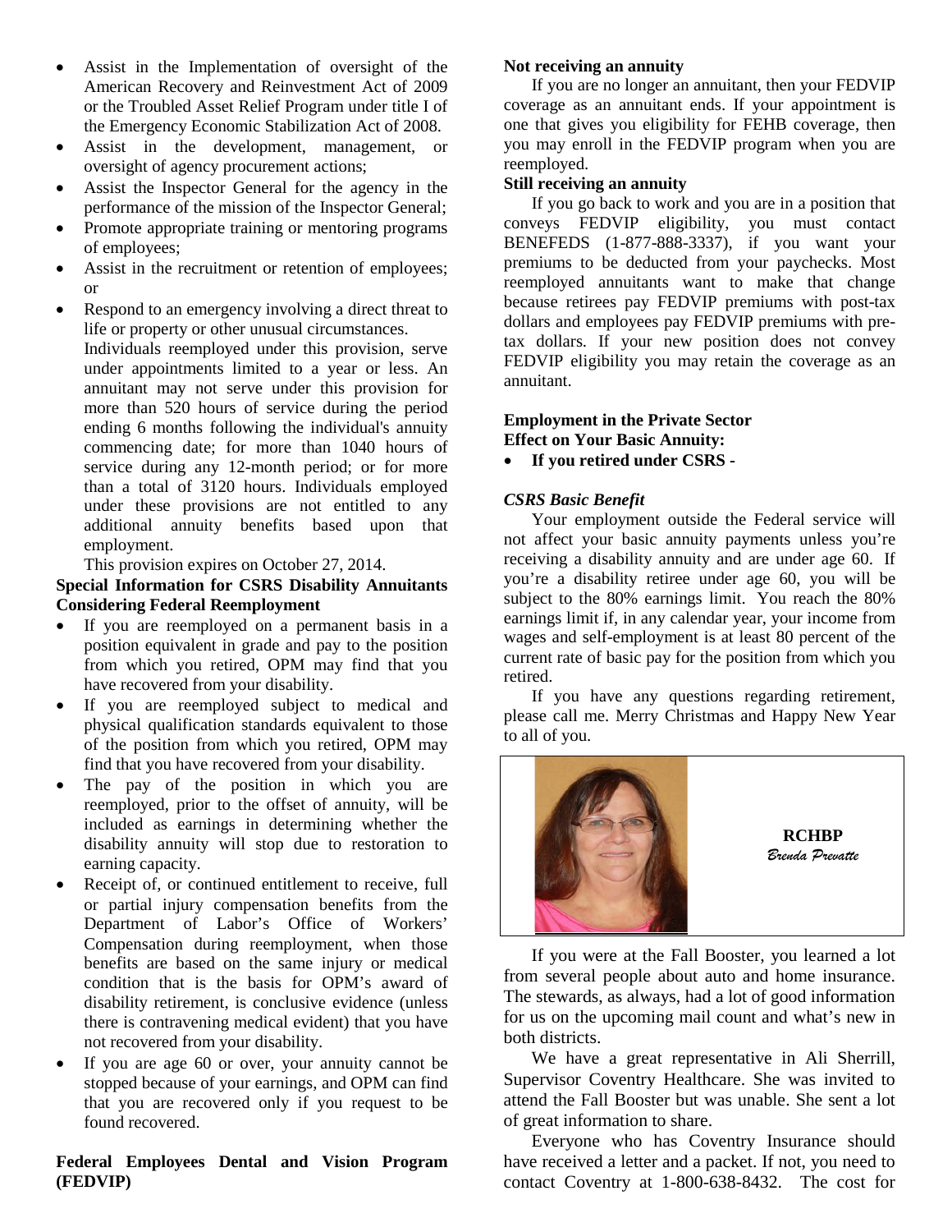- Assist in the Implementation of oversight of the American Recovery and Reinvestment Act of 2009 or the Troubled Asset Relief Program under title I of the Emergency Economic Stabilization Act of 2008.
- Assist in the development, management, or oversight of agency procurement actions;
- Assist the Inspector General for the agency in the performance of the mission of the Inspector General;
- Promote appropriate training or mentoring programs of employees;
- Assist in the recruitment or retention of employees; or
- Respond to an emergency involving a direct threat to life or property or other unusual circumstances.

  Individuals reemployed under this provision, serve under appointments limited to a year or less. An annuitant may not serve under this provision for more than 520 hours of service during the period ending 6 months following the individual's annuity commencing date; for more than 1040 hours of service during any 12-month period; or for more than a total of 3120 hours. Individuals employed under these provisions are not entitled to any additional annuity benefits based upon that employment.

  This provision expires on October 27, 2014.

**Special Information for CSRS Disability Annuitants Considering Federal Reemployment**

- If you are reemployed on a permanent basis in a position equivalent in grade and pay to the position from which you retired, OPM may find that you have recovered from your disability.
- If you are reemployed subject to medical and physical qualification standards equivalent to those of the position from which you retired, OPM may find that you have recovered from your disability.
- The pay of the position in which you are reemployed, prior to the offset of annuity, will be included as earnings in determining whether the disability annuity will stop due to restoration to earning capacity.
- Receipt of, or continued entitlement to receive, full or partial injury compensation benefits from the Department of Labor's Office of Workers' Compensation during reemployment, when those benefits are based on the same injury or medical condition that is the basis for OPM's award of disability retirement, is conclusive evidence (unless there is contravening medical evident) that you have not recovered from your disability.
- If you are age 60 or over, your annuity cannot be stopped because of your earnings, and OPM can find that you are recovered only if you request to be found recovered.

**Federal Employees Dental and Vision Program (FEDVIP)**

**Not receiving an annuity**

If you are no longer an annuitant, then your FEDVIP coverage as an annuitant ends. If your appointment is one that gives you eligibility for FEHB coverage, then you may enroll in the FEDVIP program when you are reemployed.

**Still receiving an annuity**

If you go back to work and you are in a position that conveys FEDVIP eligibility, you must contact BENEFEDS (1-877-888-3337), if you want your premiums to be deducted from your paychecks. Most reemployed annuitants want to make that change because retirees pay FEDVIP premiums with post-tax dollars and employees pay FEDVIP premiums with pre-tax dollars. If your new position does not convey FEDVIP eligibility you may retain the coverage as an annuitant.

**Employment in the Private Sector**
**Effect on Your Basic Annuity:**

- **If you retired under CSRS -**

***CSRS Basic Benefit***

Your employment outside the Federal service will not affect your basic annuity payments unless you're receiving a disability annuity and are under age 60. If you're a disability retiree under age 60, you will be subject to the 80% earnings limit. You reach the 80% earnings limit if, in any calendar year, your income from wages and self-employment is at least 80 percent of the current rate of basic pay for the position from which you retired.

If you have any questions regarding retirement, please call me. Merry Christmas and Happy New Year to all of you.

**RCHBP**
*Brenda Prevatte*

If you were at the Fall Booster, you learned a lot from several people about auto and home insurance. The stewards, as always, had a lot of good information for us on the upcoming mail count and what's new in both districts.

We have a great representative in Ali Sherrill, Supervisor Coventry Healthcare. She was invited to attend the Fall Booster but was unable. She sent a lot of great information to share.

Everyone who has Coventry Insurance should have received a letter and a packet. If not, you need to contact Coventry at 1-800-638-8432. The cost for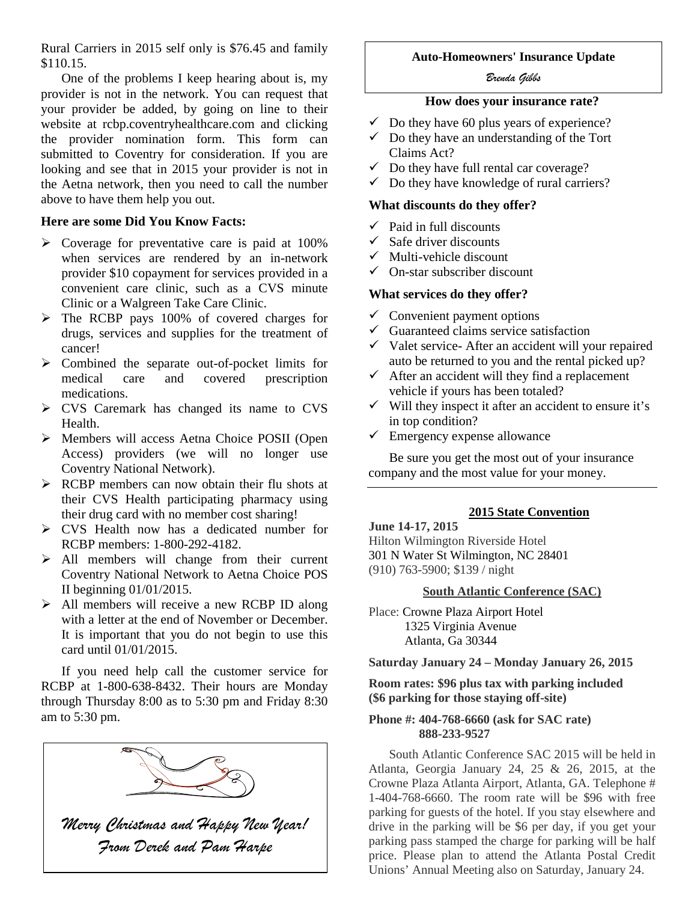Rural Carriers in 2015 self only is $76.45 and family $110.15.

One of the problems I keep hearing about is, my provider is not in the network. You can request that your provider be added, by going on line to their website at rcbp.coventryhealthcare.com and clicking the provider nomination form. This form can submitted to Coventry for consideration. If you are looking and see that in 2015 your provider is not in the Aetna network, then you need to call the number above to have them help you out.

**Here are some Did You Know Facts:**

- Coverage for preventative care is paid at 100% when services are rendered by an in-network provider $10 copayment for services provided in a convenient care clinic, such as a CVS minute Clinic or a Walgreen Take Care Clinic.
- The RCBP pays 100% of covered charges for drugs, services and supplies for the treatment of cancer!
- Combined the separate out-of-pocket limits for medical care and covered prescription medications.
- CVS Caremark has changed its name to CVS Health.
- Members will access Aetna Choice POSII (Open Access) providers (we will no longer use Coventry National Network).
- RCBP members can now obtain their flu shots at their CVS Health participating pharmacy using their drug card with no member cost sharing!
- CVS Health now has a dedicated number for RCBP members: 1-800-292-4182.
- All members will change from their current Coventry National Network to Aetna Choice POS II beginning 01/01/2015.
- All members will receive a new RCBP ID along with a letter at the end of November or December. It is important that you do not begin to use this card until 01/01/2015.

If you need help call the customer service for RCBP at 1-800-638-8432. Their hours are Monday through Thursday 8:00 as to 5:30 pm and Friday 8:30 am to 5:30 pm.

*Merry Christmas and Happy New Year!*
*From Derek and Pam Harpe*

## Auto-Homeowners' Insurance Update

*Brenda Gibbs*

**How does your insurance rate?**

- ✓ Do they have 60 plus years of experience?
- ✓ Do they have an understanding of the Tort Claims Act?
- ✓ Do they have full rental car coverage?
- ✓ Do they have knowledge of rural carriers?

**What discounts do they offer?**

- ✓ Paid in full discounts
- ✓ Safe driver discounts
- ✓ Multi-vehicle discount
- ✓ On-star subscriber discount

**What services do they offer?**

- ✓ Convenient payment options
- ✓ Guaranteed claims service satisfaction
- ✓ Valet service- After an accident will your repaired auto be returned to you and the rental picked up?
- ✓ After an accident will they find a replacement vehicle if yours has been totaled?
- ✓ Will they inspect it after an accident to ensure it's in top condition?
- ✓ Emergency expense allowance

Be sure you get the most out of your insurance company and the most value for your money.

## 2015 State Convention

**June 14-17, 2015**
Hilton Wilmington Riverside Hotel
301 N Water St Wilmington, NC 28401
(910) 763-5900; $139 / night

## South Atlantic Conference (SAC)

Place: Crowne Plaza Airport Hotel
1325 Virginia Avenue
Atlanta, Ga 30344

**Saturday January 24 – Monday January 26, 2015**

**Room rates: $96 plus tax with parking included ($6 parking for those staying off-site)**

**Phone #: 404-768-6660 (ask for SAC rate)**
**888-233-9527**

South Atlantic Conference SAC 2015 will be held in Atlanta, Georgia January 24, 25 & 26, 2015, at the Crowne Plaza Atlanta Airport, Atlanta, GA. Telephone # 1-404-768-6660. The room rate will be $96 with free parking for guests of the hotel. If you stay elsewhere and drive in the parking will be $6 per day, if you get your parking pass stamped the charge for parking will be half price. Please plan to attend the Atlanta Postal Credit Unions' Annual Meeting also on Saturday, January 24.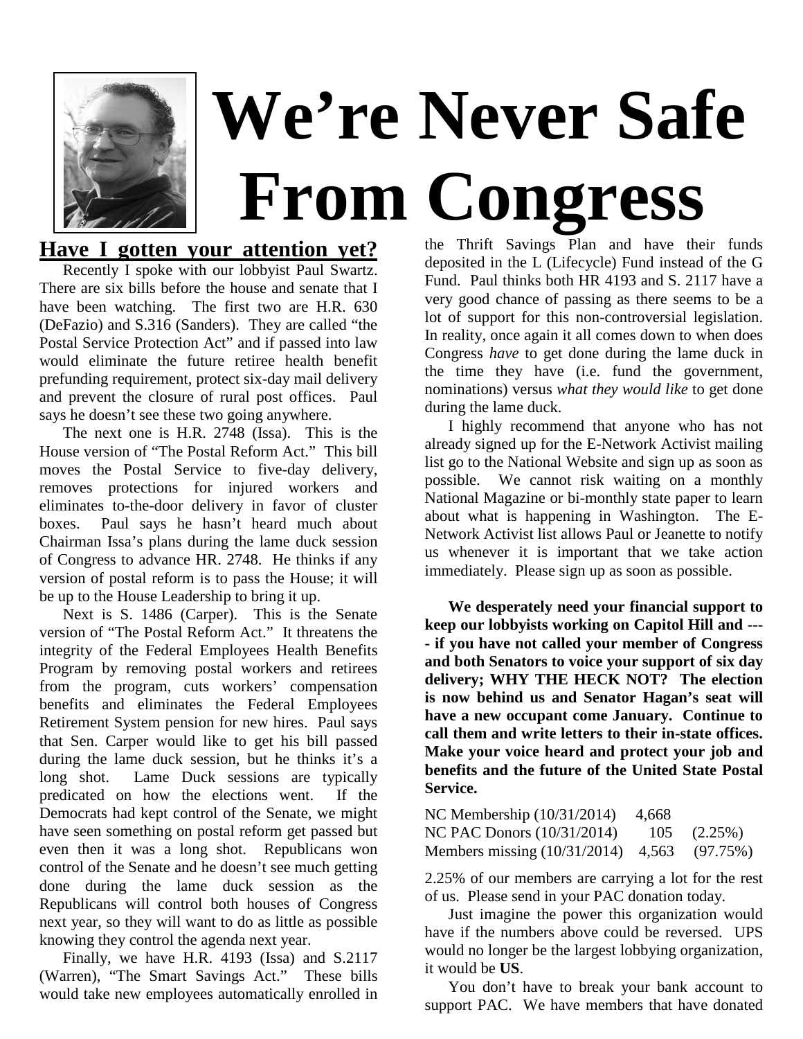# We're Never Safe From Congress

## Have I gotten your attention yet?

Recently I spoke with our lobbyist Paul Swartz. There are six bills before the house and senate that I have been watching. The first two are H.R. 630 (DeFazio) and S.316 (Sanders). They are called "the Postal Service Protection Act" and if passed into law would eliminate the future retiree health benefit prefunding requirement, protect six-day mail delivery and prevent the closure of rural post offices. Paul says he doesn't see these two going anywhere.

The next one is H.R. 2748 (Issa). This is the House version of "The Postal Reform Act." This bill moves the Postal Service to five-day delivery, removes protections for injured workers and eliminates to-the-door delivery in favor of cluster boxes. Paul says he hasn't heard much about Chairman Issa's plans during the lame duck session of Congress to advance HR. 2748. He thinks if any version of postal reform is to pass the House; it will be up to the House Leadership to bring it up.

Next is S. 1486 (Carper). This is the Senate version of "The Postal Reform Act." It threatens the integrity of the Federal Employees Health Benefits Program by removing postal workers and retirees from the program, cuts workers' compensation benefits and eliminates the Federal Employees Retirement System pension for new hires. Paul says that Sen. Carper would like to get his bill passed during the lame duck session, but he thinks it's a long shot. Lame Duck sessions are typically predicated on how the elections went. If the Democrats had kept control of the Senate, we might have seen something on postal reform get passed but even then it was a long shot. Republicans won control of the Senate and he doesn't see much getting done during the lame duck session as the Republicans will control both houses of Congress next year, so they will want to do as little as possible knowing they control the agenda next year.

Finally, we have H.R. 4193 (Issa) and S.2117 (Warren), "The Smart Savings Act." These bills would take new employees automatically enrolled in the Thrift Savings Plan and have their funds deposited in the L (Lifecycle) Fund instead of the G Fund. Paul thinks both HR 4193 and S. 2117 have a very good chance of passing as there seems to be a lot of support for this non-controversial legislation. In reality, once again it all comes down to when does Congress *have* to get done during the lame duck in the time they have (i.e. fund the government, nominations) versus *what they would like* to get done during the lame duck.

I highly recommend that anyone who has not already signed up for the E-Network Activist mailing list go to the National Website and sign up as soon as possible. We cannot risk waiting on a monthly National Magazine or bi-monthly state paper to learn about what is happening in Washington. The E-Network Activist list allows Paul or Jeanette to notify us whenever it is important that we take action immediately. Please sign up as soon as possible.

**We desperately need your financial support to keep our lobbyists working on Capitol Hill and ---- if you have not called your member of Congress and both Senators to voice your support of six day delivery; WHY THE HECK NOT? The election is now behind us and Senator Hagan's seat will have a new occupant come January. Continue to call them and write letters to their in-state offices. Make your voice heard and protect your job and benefits and the future of the United State Postal Service.**

| | | |
|---|---|---|
| NC Membership (10/31/2014) | 4,668 | |
| NC PAC Donors (10/31/2014) | 105 | (2.25%) |
| Members missing (10/31/2014) | 4,563 | (97.75%) |

2.25% of our members are carrying a lot for the rest of us. Please send in your PAC donation today.

Just imagine the power this organization would have if the numbers above could be reversed. UPS would no longer be the largest lobbying organization, it would be **US**.

You don't have to break your bank account to support PAC. We have members that have donated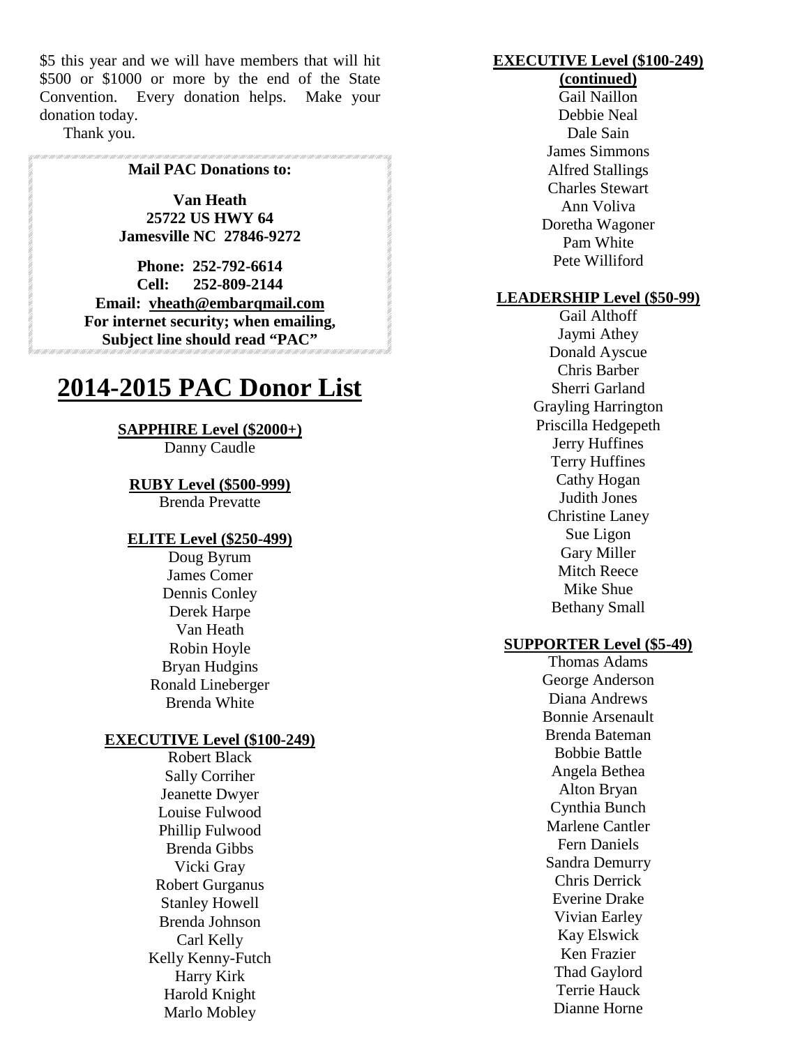$5 this year and we will have members that will hit $500 or $1000 or more by the end of the State Convention. Every donation helps. Make your donation today.

Thank you.

**Mail PAC Donations to:**

**Van Heath**
**25722 US HWY 64**
**Jamesville NC 27846-9272**

**Phone: 252-792-6614**
**Cell: 252-809-2144**
**Email: vheath@embarqmail.com**
**For internet security; when emailing, Subject line should read "PAC"**

# 2014-2015 PAC Donor List

**SAPPHIRE Level ($2000+)**

Danny Caudle

**RUBY Level ($500-999)**

Brenda Prevatte

**ELITE Level ($250-499)**

Doug Byrum
James Comer
Dennis Conley
Derek Harpe
Van Heath
Robin Hoyle
Bryan Hudgins
Ronald Lineberger
Brenda White

**EXECUTIVE Level ($100-249)**

Robert Black
Sally Corriher
Jeanette Dwyer
Louise Fulwood
Phillip Fulwood
Brenda Gibbs
Vicki Gray
Robert Gurganus
Stanley Howell
Brenda Johnson
Carl Kelly
Kelly Kenny-Futch
Harry Kirk
Harold Knight
Marlo Mobley

**EXECUTIVE Level ($100-249) (continued)**

Gail Naillon
Debbie Neal
Dale Sain
James Simmons
Alfred Stallings
Charles Stewart
Ann Voliva
Doretha Wagoner
Pam White
Pete Williford

**LEADERSHIP Level ($50-99)**

Gail Althoff
Jaymi Athey
Donald Ayscue
Chris Barber
Sherri Garland
Grayling Harrington
Priscilla Hedgepeth
Jerry Huffines
Terry Huffines
Cathy Hogan
Judith Jones
Christine Laney
Sue Ligon
Gary Miller
Mitch Reece
Mike Shue
Bethany Small

**SUPPORTER Level ($5-49)**

Thomas Adams
George Anderson
Diana Andrews
Bonnie Arsenault
Brenda Bateman
Bobbie Battle
Angela Bethea
Alton Bryan
Cynthia Bunch
Marlene Cantler
Fern Daniels
Sandra Demurry
Chris Derrick
Everine Drake
Vivian Earley
Kay Elswick
Ken Frazier
Thad Gaylord
Terrie Hauck
Dianne Horne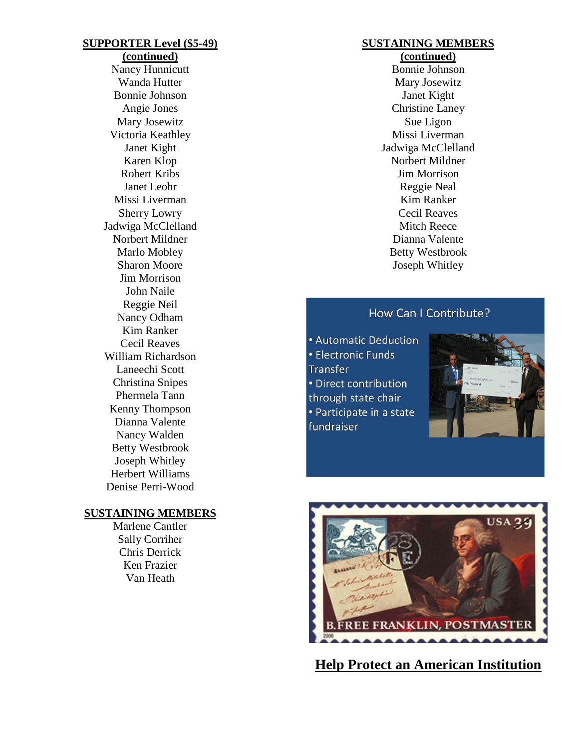**SUPPORTER Level ($5-49) (continued)**

Nancy Hunnicutt
Wanda Hutter
Bonnie Johnson
Angie Jones
Mary Josewitz
Victoria Keathley
Janet Kight
Karen Klop
Robert Kribs
Janet Leohr
Missi Liverman
Sherry Lowry
Jadwiga McClelland
Norbert Mildner
Marlo Mobley
Sharon Moore
Jim Morrison
John Naile
Reggie Neil
Nancy Odham
Kim Ranker
Cecil Reaves
William Richardson
Laneechi Scott
Christina Snipes
Phermela Tann
Kenny Thompson
Dianna Valente
Nancy Walden
Betty Westbrook
Joseph Whitley
Herbert Williams
Denise Perri-Wood

**SUSTAINING MEMBERS**

Marlene Cantler
Sally Corriher
Chris Derrick
Ken Frazier
Van Heath

**SUSTAINING MEMBERS (continued)**

Bonnie Johnson
Mary Josewitz
Janet Kight
Christine Laney
Sue Ligon
Missi Liverman
Jadwiga McClelland
Norbert Mildner
Jim Morrison
Reggie Neal
Kim Ranker
Cecil Reaves
Mitch Reece
Dianna Valente
Betty Westbrook
Joseph Whitley

## How Can I Contribute?

- Automatic Deduction
- Electronic Funds Transfer
- Direct contribution through state chair
- Participate in a state fundraiser

**Help Protect an American Institution**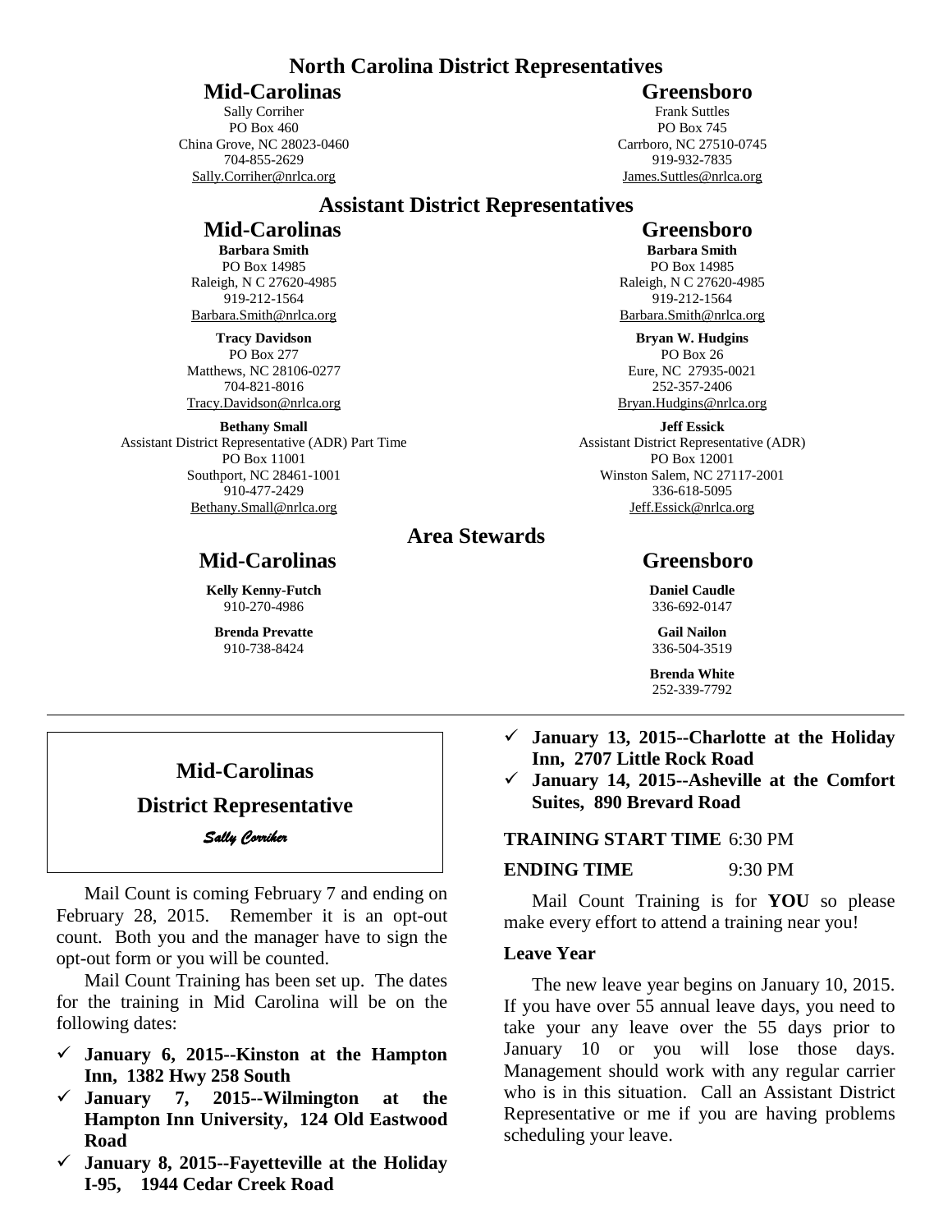# North Carolina District Representatives

## Mid-Carolinas

Sally Corriher
PO Box 460
China Grove, NC 28023-0460
704-855-2629
Sally.Corriher@nrlca.org

## Greensboro

Frank Suttles
PO Box 745
Carrboro, NC 27510-0745
919-932-7835
James.Suttles@nrlca.org

# Assistant District Representatives

## Mid-Carolinas

**Barbara Smith**
PO Box 14985
Raleigh, N C 27620-4985
919-212-1564
Barbara.Smith@nrlca.org

**Tracy Davidson**
PO Box 277
Matthews, NC 28106-0277
704-821-8016
Tracy.Davidson@nrlca.org

**Bethany Small**
Assistant District Representative (ADR) Part Time
PO Box 11001
Southport, NC 28461-1001
910-477-2429
Bethany.Small@nrlca.org

## Greensboro

**Barbara Smith**
PO Box 14985
Raleigh, N C 27620-4985
919-212-1564
Barbara.Smith@nrlca.org

**Bryan W. Hudgins**
PO Box 26
Eure, NC 27935-0021
252-357-2406
Bryan.Hudgins@nrlca.org

**Jeff Essick**
Assistant District Representative (ADR)
PO Box 12001
Winston Salem, NC 27117-2001
336-618-5095
Jeff.Essick@nrlca.org

# Area Stewards

## Mid-Carolinas

**Kelly Kenny-Futch**
910-270-4986

**Brenda Prevatte**
910-738-8424

## Greensboro

**Daniel Caudle**
336-692-0147

**Gail Nailon**
336-504-3519

**Brenda White**
252-339-7792

---

## Mid-Carolinas

## District Representative

*Sally Corriher*

Mail Count is coming February 7 and ending on February 28, 2015. Remember it is an opt-out count. Both you and the manager have to sign the opt-out form or you will be counted.

Mail Count Training has been set up. The dates for the training in Mid Carolina will be on the following dates:

- ✓ **January 6, 2015--Kinston at the Hampton Inn, 1382 Hwy 258 South**
- ✓ **January 7, 2015--Wilmington at the Hampton Inn University, 124 Old Eastwood Road**
- ✓ **January 8, 2015--Fayetteville at the Holiday I-95, 1944 Cedar Creek Road**
- ✓ **January 13, 2015--Charlotte at the Holiday Inn, 2707 Little Rock Road**
- ✓ **January 14, 2015--Asheville at the Comfort Suites, 890 Brevard Road**

**TRAINING START TIME** 6:30 PM

**ENDING TIME** 9:30 PM

Mail Count Training is for **YOU** so please make every effort to attend a training near you!

**Leave Year**

The new leave year begins on January 10, 2015. If you have over 55 annual leave days, you need to take your any leave over the 55 days prior to January 10 or you will lose those days. Management should work with any regular carrier who is in this situation. Call an Assistant District Representative or me if you are having problems scheduling your leave.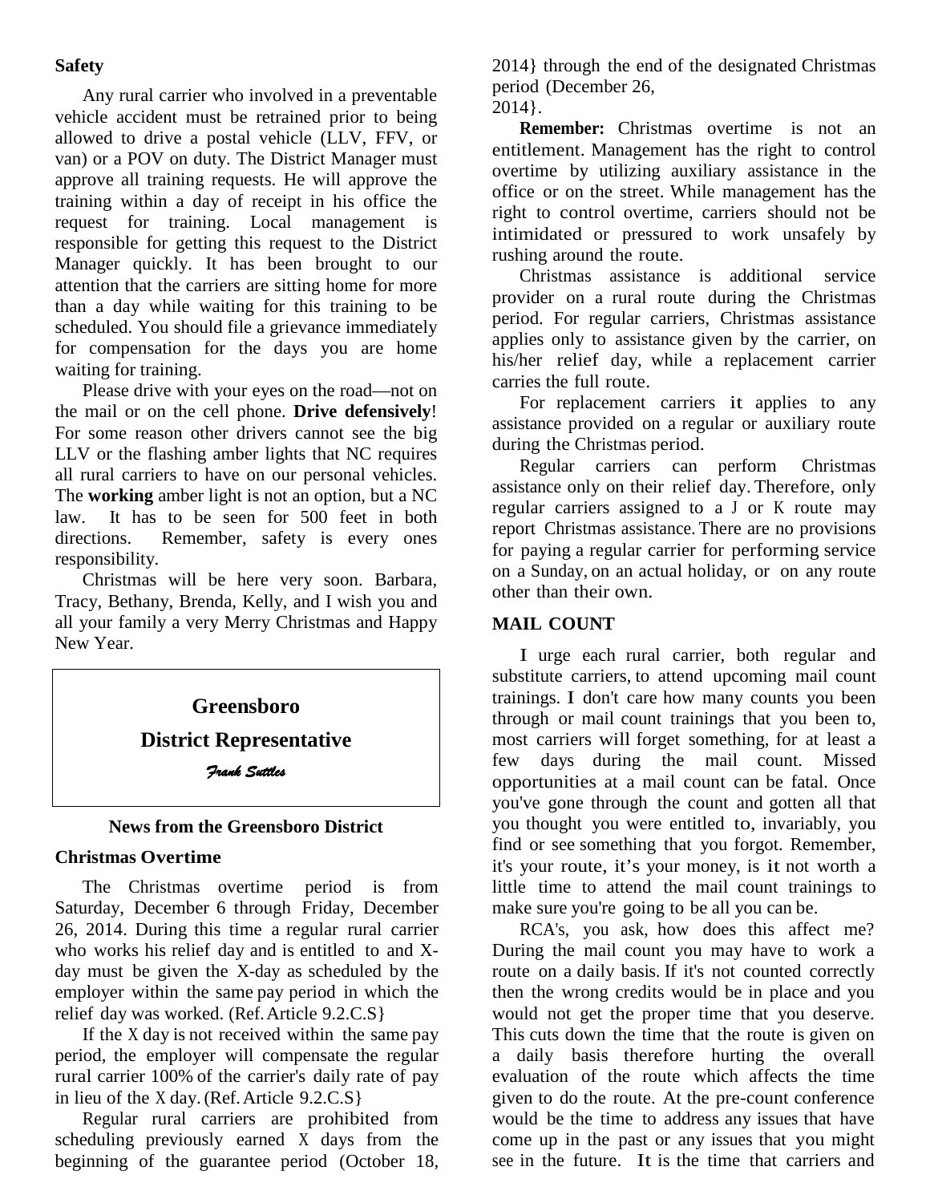**Safety**

Any rural carrier who involved in a preventable vehicle accident must be retrained prior to being allowed to drive a postal vehicle (LLV, FFV, or van) or a POV on duty. The District Manager must approve all training requests. He will approve the training within a day of receipt in his office the request for training. Local management is responsible for getting this request to the District Manager quickly. It has been brought to our attention that the carriers are sitting home for more than a day while waiting for this training to be scheduled. You should file a grievance immediately for compensation for the days you are home waiting for training.

Please drive with your eyes on the road—not on the mail or on the cell phone. **Drive defensively**! For some reason other drivers cannot see the big LLV or the flashing amber lights that NC requires all rural carriers to have on our personal vehicles. The **working** amber light is not an option, but a NC law. It has to be seen for 500 feet in both directions. Remember, safety is every ones responsibility.

Christmas will be here very soon. Barbara, Tracy, Bethany, Brenda, Kelly, and I wish you and all your family a very Merry Christmas and Happy New Year.

## Greensboro District Representative

*Frank Suttles*

**News from the Greensboro District**

### Christmas Overtime

The Christmas overtime period is from Saturday, December 6 through Friday, December 26, 2014. During this time a regular rural carrier who works his relief day and is entitled to and X-day must be given the X-day as scheduled by the employer within the same pay period in which the relief day was worked. (Ref. Article 9.2.C.S}

If the X day is not received within the same pay period, the employer will compensate the regular rural carrier 100% of the carrier's daily rate of pay in lieu of the X day. (Ref. Article 9.2.C.S}

Regular rural carriers are prohibited from scheduling previously earned X days from the beginning of the guarantee period (October 18, 2014} through the end of the designated Christmas period (December 26, 2014}.

**Remember:** Christmas overtime is not an entitlement. Management has the right to control overtime by utilizing auxiliary assistance in the office or on the street. While management has the right to control overtime, carriers should not be intimidated or pressured to work unsafely by rushing around the route.

Christmas assistance is additional service provider on a rural route during the Christmas period. For regular carriers, Christmas assistance applies only to assistance given by the carrier, on his/her relief day, while a replacement carrier carries the full route.

For replacement carriers it applies to any assistance provided on a regular or auxiliary route during the Christmas period.

Regular carriers can perform Christmas assistance only on their relief day. Therefore, only regular carriers assigned to a J or K route may report Christmas assistance. There are no provisions for paying a regular carrier for performing service on a Sunday, on an actual holiday, or on any route other than their own.

### MAIL COUNT

I urge each rural carrier, both regular and substitute carriers, to attend upcoming mail count trainings. I don't care how many counts you been through or mail count trainings that you been to, most carriers will forget something, for at least a few days during the mail count. Missed opportunities at a mail count can be fatal. Once you've gone through the count and gotten all that you thought you were entitled to, invariably, you find or see something that you forgot. Remember, it's your route, it's your money, is it not worth a little time to attend the mail count trainings to make sure you're going to be all you can be.

RCA's, you ask, how does this affect me? During the mail count you may have to work a route on a daily basis. If it's not counted correctly then the wrong credits would be in place and you would not get the proper time that you deserve. This cuts down the time that the route is given on a daily basis therefore hurting the overall evaluation of the route which affects the time given to do the route. At the pre-count conference would be the time to address any issues that have come up in the past or any issues that you might see in the future. It is the time that carriers and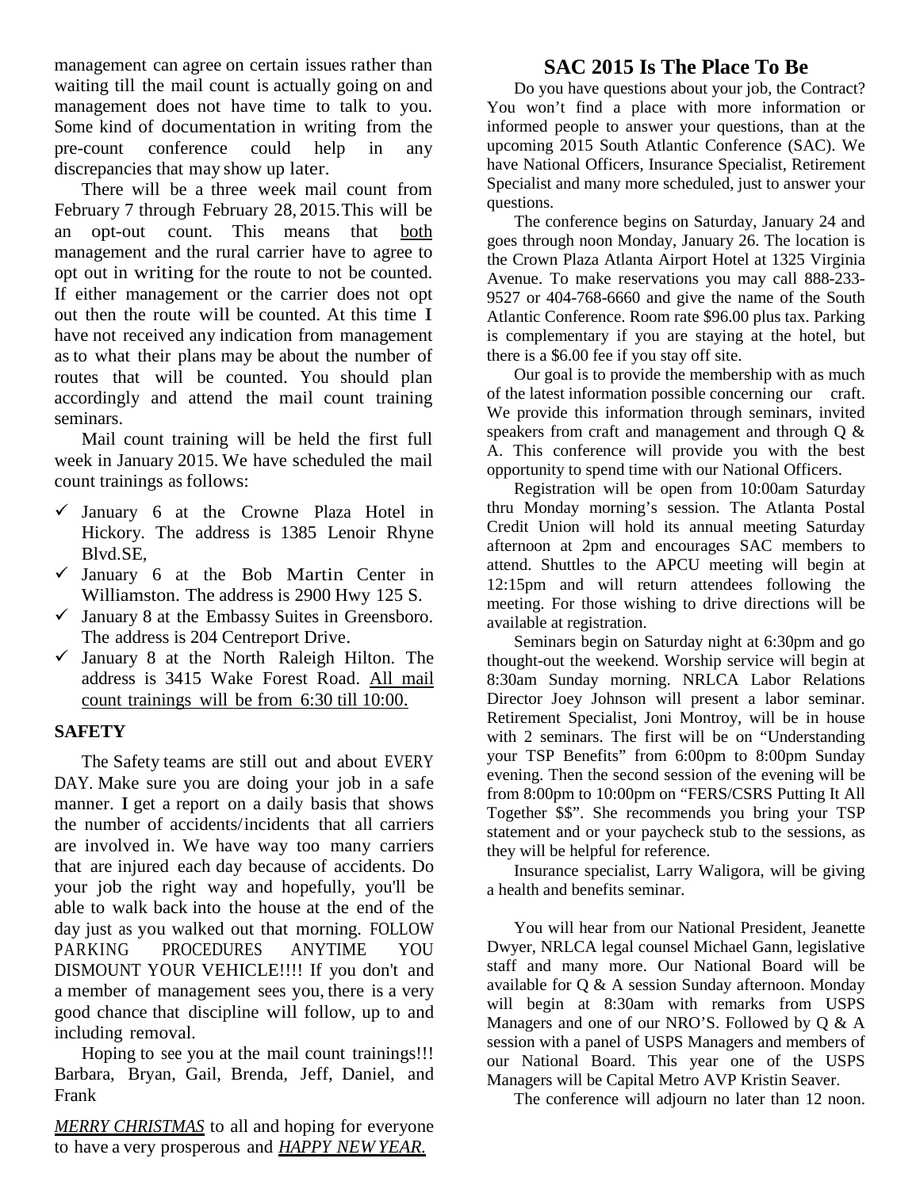management can agree on certain issues rather than waiting till the mail count is actually going on and management does not have time to talk to you. Some kind of documentation in writing from the pre-count conference could help in any discrepancies that may show up later.

There will be a three week mail count from February 7 through February 28, 2015. This will be an opt-out count. This means that both management and the rural carrier have to agree to opt out in writing for the route to not be counted. If either management or the carrier does not opt out then the route will be counted. At this time I have not received any indication from management as to what their plans may be about the number of routes that will be counted. You should plan accordingly and attend the mail count training seminars.

Mail count training will be held the first full week in January 2015. We have scheduled the mail count trainings as follows:

- ✓ January 6 at the Crowne Plaza Hotel in Hickory. The address is 1385 Lenoir Rhyne Blvd.SE,
- ✓ January 6 at the Bob Martin Center in Williamston. The address is 2900 Hwy 125 S.
- ✓ January 8 at the Embassy Suites in Greensboro. The address is 204 Centreport Drive.
- ✓ January 8 at the North Raleigh Hilton. The address is 3415 Wake Forest Road. All mail count trainings will be from 6:30 till 10:00.

**SAFETY**

The Safety teams are still out and about EVERY DAY. Make sure you are doing your job in a safe manner. I get a report on a daily basis that shows the number of accidents/incidents that all carriers are involved in. We have way too many carriers that are injured each day because of accidents. Do your job the right way and hopefully, you'll be able to walk back into the house at the end of the day just as you walked out that morning. FOLLOW PARKING PROCEDURES ANYTIME YOU DISMOUNT YOUR VEHICLE!!!! If you don't and a member of management sees you, there is a very good chance that discipline will follow, up to and including removal.

Hoping to see you at the mail count trainings!!! Barbara, Bryan, Gail, Brenda, Jeff, Daniel, and Frank

*MERRY CHRISTMAS* to all and hoping for everyone to have a very prosperous and ***HAPPY NEW YEAR.***

## SAC 2015 Is The Place To Be

Do you have questions about your job, the Contract? You won't find a place with more information or informed people to answer your questions, than at the upcoming 2015 South Atlantic Conference (SAC). We have National Officers, Insurance Specialist, Retirement Specialist and many more scheduled, just to answer your questions.

The conference begins on Saturday, January 24 and goes through noon Monday, January 26. The location is the Crown Plaza Atlanta Airport Hotel at 1325 Virginia Avenue. To make reservations you may call 888-233-9527 or 404-768-6660 and give the name of the South Atlantic Conference. Room rate $96.00 plus tax. Parking is complementary if you are staying at the hotel, but there is a $6.00 fee if you stay off site.

Our goal is to provide the membership with as much of the latest information possible concerning our craft. We provide this information through seminars, invited speakers from craft and management and through Q & A. This conference will provide you with the best opportunity to spend time with our National Officers.

Registration will be open from 10:00am Saturday thru Monday morning's session. The Atlanta Postal Credit Union will hold its annual meeting Saturday afternoon at 2pm and encourages SAC members to attend. Shuttles to the APCU meeting will begin at 12:15pm and will return attendees following the meeting. For those wishing to drive directions will be available at registration.

Seminars begin on Saturday night at 6:30pm and go thought-out the weekend. Worship service will begin at 8:30am Sunday morning. NRLCA Labor Relations Director Joey Johnson will present a labor seminar. Retirement Specialist, Joni Montroy, will be in house with 2 seminars. The first will be on "Understanding your TSP Benefits" from 6:00pm to 8:00pm Sunday evening. Then the second session of the evening will be from 8:00pm to 10:00pm on "FERS/CSRS Putting It All Together $$". She recommends you bring your TSP statement and or your paycheck stub to the sessions, as they will be helpful for reference.

Insurance specialist, Larry Waligora, will be giving a health and benefits seminar.

You will hear from our National President, Jeanette Dwyer, NRLCA legal counsel Michael Gann, legislative staff and many more. Our National Board will be available for Q & A session Sunday afternoon. Monday will begin at 8:30am with remarks from USPS Managers and one of our NRO'S. Followed by Q & A session with a panel of USPS Managers and members of our National Board. This year one of the USPS Managers will be Capital Metro AVP Kristin Seaver.

The conference will adjourn no later than 12 noon.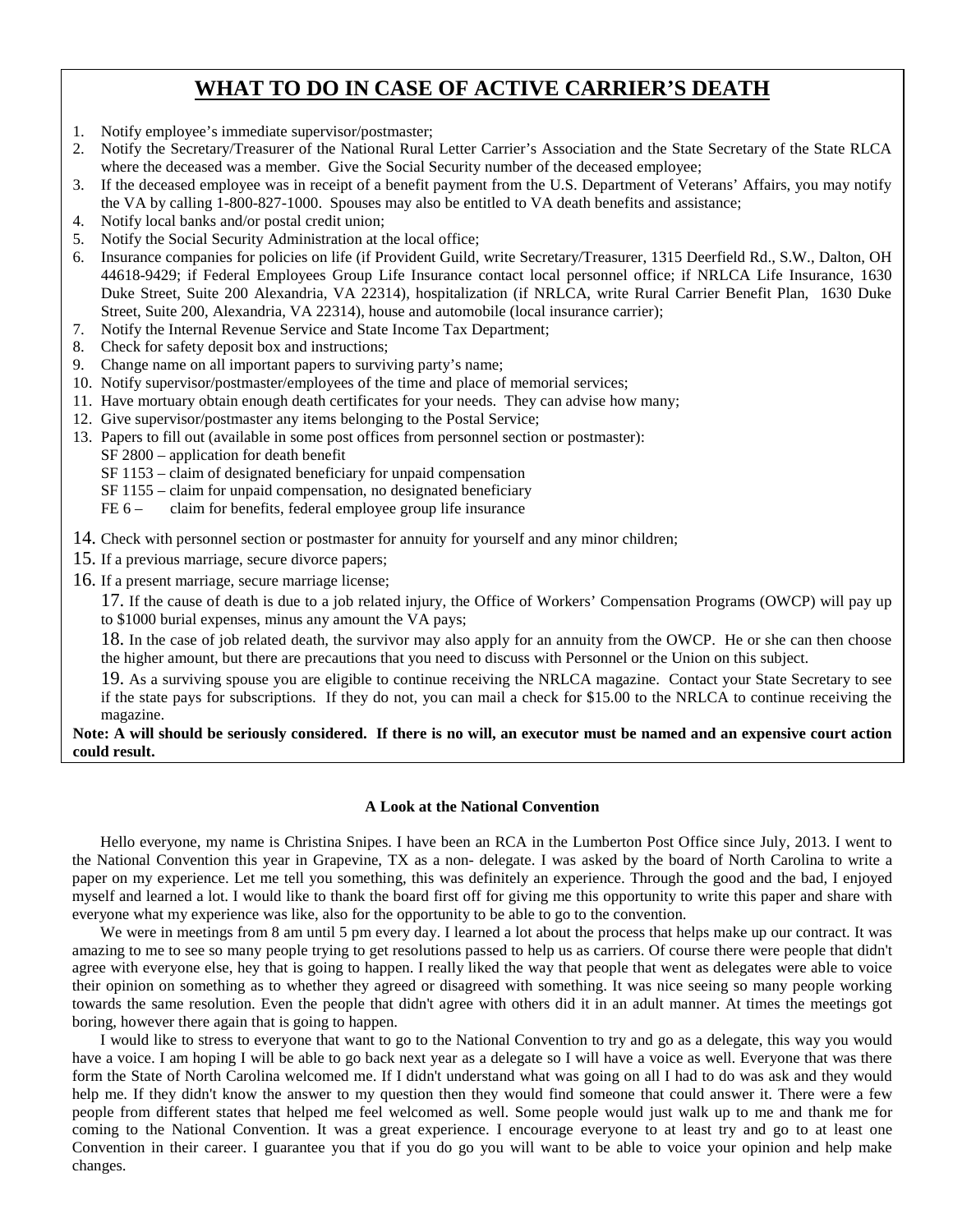## WHAT TO DO IN CASE OF ACTIVE CARRIER'S DEATH

1. Notify employee's immediate supervisor/postmaster;
2. Notify the Secretary/Treasurer of the National Rural Letter Carrier's Association and the State Secretary of the State RLCA where the deceased was a member. Give the Social Security number of the deceased employee;
3. If the deceased employee was in receipt of a benefit payment from the U.S. Department of Veterans' Affairs, you may notify the VA by calling 1-800-827-1000. Spouses may also be entitled to VA death benefits and assistance;
4. Notify local banks and/or postal credit union;
5. Notify the Social Security Administration at the local office;
6. Insurance companies for policies on life (if Provident Guild, write Secretary/Treasurer, 1315 Deerfield Rd., S.W., Dalton, OH 44618-9429; if Federal Employees Group Life Insurance contact local personnel office; if NRLCA Life Insurance, 1630 Duke Street, Suite 200 Alexandria, VA 22314), hospitalization (if NRLCA, write Rural Carrier Benefit Plan, 1630 Duke Street, Suite 200, Alexandria, VA 22314), house and automobile (local insurance carrier);
7. Notify the Internal Revenue Service and State Income Tax Department;
8. Check for safety deposit box and instructions;
9. Change name on all important papers to surviving party's name;
10. Notify supervisor/postmaster/employees of the time and place of memorial services;
11. Have mortuary obtain enough death certificates for your needs. They can advise how many;
12. Give supervisor/postmaster any items belonging to the Postal Service;
13. Papers to fill out (available in some post offices from personnel section or postmaster):
    - SF 2800 – application for death benefit
    - SF 1153 – claim of designated beneficiary for unpaid compensation
    - SF 1155 – claim for unpaid compensation, no designated beneficiary
    - FE 6 – claim for benefits, federal employee group life insurance
14. Check with personnel section or postmaster for annuity for yourself and any minor children;
15. If a previous marriage, secure divorce papers;
16. If a present marriage, secure marriage license;
17. If the cause of death is due to a job related injury, the Office of Workers' Compensation Programs (OWCP) will pay up to $1000 burial expenses, minus any amount the VA pays;
18. In the case of job related death, the survivor may also apply for an annuity from the OWCP. He or she can then choose the higher amount, but there are precautions that you need to discuss with Personnel or the Union on this subject.
19. As a surviving spouse you are eligible to continue receiving the NRLCA magazine. Contact your State Secretary to see if the state pays for subscriptions. If they do not, you can mail a check for $15.00 to the NRLCA to continue receiving the magazine.

**Note: A will should be seriously considered. If there is no will, an executor must be named and an expensive court action could result.**

### A Look at the National Convention

Hello everyone, my name is Christina Snipes. I have been an RCA in the Lumberton Post Office since July, 2013. I went to the National Convention this year in Grapevine, TX as a non- delegate. I was asked by the board of North Carolina to write a paper on my experience. Let me tell you something, this was definitely an experience. Through the good and the bad, I enjoyed myself and learned a lot. I would like to thank the board first off for giving me this opportunity to write this paper and share with everyone what my experience was like, also for the opportunity to be able to go to the convention.

We were in meetings from 8 am until 5 pm every day. I learned a lot about the process that helps make up our contract. It was amazing to me to see so many people trying to get resolutions passed to help us as carriers. Of course there were people that didn't agree with everyone else, hey that is going to happen. I really liked the way that people that went as delegates were able to voice their opinion on something as to whether they agreed or disagreed with something. It was nice seeing so many people working towards the same resolution. Even the people that didn't agree with others did it in an adult manner. At times the meetings got boring, however there again that is going to happen.

I would like to stress to everyone that want to go to the National Convention to try and go as a delegate, this way you would have a voice. I am hoping I will be able to go back next year as a delegate so I will have a voice as well. Everyone that was there form the State of North Carolina welcomed me. If I didn't understand what was going on all I had to do was ask and they would help me. If they didn't know the answer to my question then they would find someone that could answer it. There were a few people from different states that helped me feel welcomed as well. Some people would just walk up to me and thank me for coming to the National Convention. It was a great experience. I encourage everyone to at least try and go to at least one Convention in their career. I guarantee you that if you do go you will want to be able to voice your opinion and help make changes.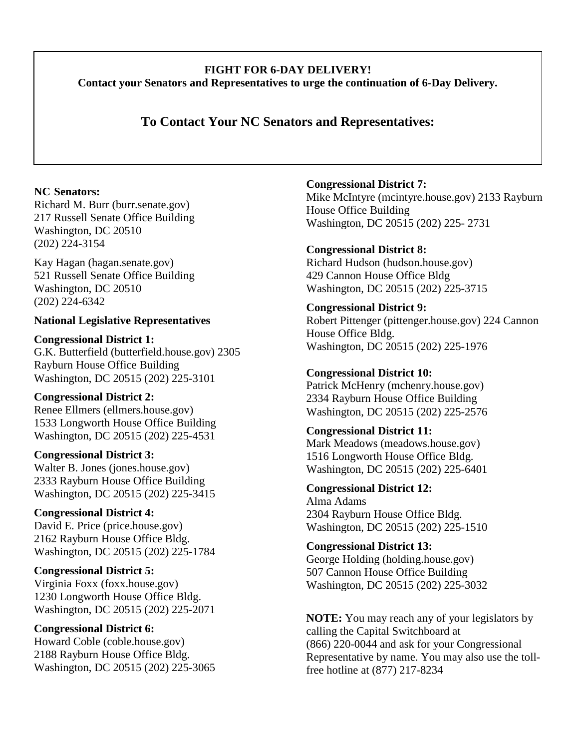**FIGHT FOR 6-DAY DELIVERY!**
**Contact your Senators and Representatives to urge the continuation of 6-Day Delivery.**

## To Contact Your NC Senators and Representatives:

**NC Senators:**
Richard M. Burr (burr.senate.gov)
217 Russell Senate Office Building
Washington, DC 20510
(202) 224-3154

Kay Hagan (hagan.senate.gov)
521 Russell Senate Office Building
Washington, DC 20510
(202) 224-6342

**National Legislative Representatives**

**Congressional District 1:**
G.K. Butterfield (butterfield.house.gov) 2305 Rayburn House Office Building
Washington, DC 20515 (202) 225-3101

**Congressional District 2:**
Renee Ellmers (ellmers.house.gov)
1533 Longworth House Office Building
Washington, DC 20515 (202) 225-4531

**Congressional District 3:**
Walter B. Jones (jones.house.gov)
2333 Rayburn House Office Building
Washington, DC 20515 (202) 225-3415

**Congressional District 4:**
David E. Price (price.house.gov)
2162 Rayburn House Office Bldg.
Washington, DC 20515 (202) 225-1784

**Congressional District 5:**
Virginia Foxx (foxx.house.gov)
1230 Longworth House Office Bldg.
Washington, DC 20515 (202) 225-2071

**Congressional District 6:**
Howard Coble (coble.house.gov)
2188 Rayburn House Office Bldg.
Washington, DC 20515 (202) 225-3065

**Congressional District 7:**
Mike McIntyre (mcintyre.house.gov) 2133 Rayburn House Office Building
Washington, DC 20515 (202) 225- 2731

**Congressional District 8:**
Richard Hudson (hudson.house.gov)
429 Cannon House Office Bldg
Washington, DC 20515 (202) 225-3715

**Congressional District 9:**
Robert Pittenger (pittenger.house.gov) 224 Cannon House Office Bldg.
Washington, DC 20515 (202) 225-1976

**Congressional District 10:**
Patrick McHenry (mchenry.house.gov)
2334 Rayburn House Office Building
Washington, DC 20515 (202) 225-2576

**Congressional District 11:**
Mark Meadows (meadows.house.gov)
1516 Longworth House Office Bldg.
Washington, DC 20515 (202) 225-6401

**Congressional District 12:**
Alma Adams
2304 Rayburn House Office Bldg.
Washington, DC 20515 (202) 225-1510

**Congressional District 13:**
George Holding (holding.house.gov)
507 Cannon House Office Building
Washington, DC 20515 (202) 225-3032

**NOTE:** You may reach any of your legislators by calling the Capital Switchboard at (866) 220-0044 and ask for your Congressional Representative by name. You may also use the toll-free hotline at (877) 217-8234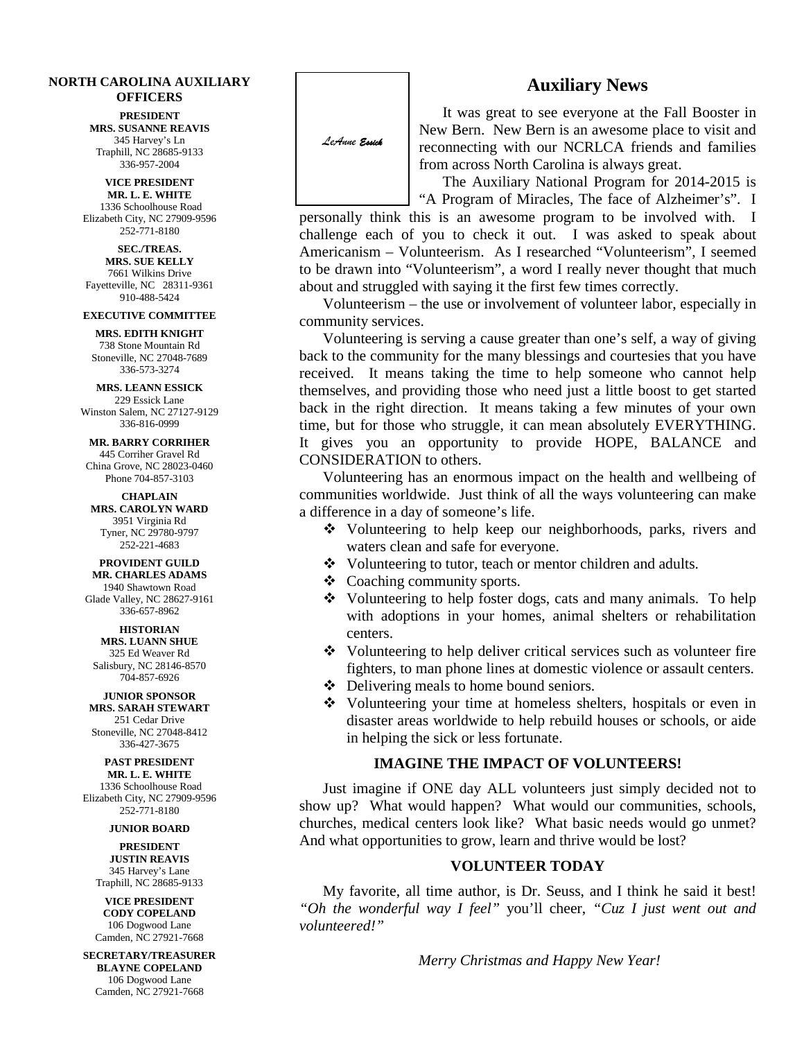## NORTH CAROLINA AUXILIARY OFFICERS

**PRESIDENT**
**MRS. SUSANNE REAVIS**
345 Harvey's Ln
Traphill, NC 28685-9133
336-957-2004

**VICE PRESIDENT**
**MR. L. E. WHITE**
1336 Schoolhouse Road
Elizabeth City, NC 27909-9596
252-771-8180

**SEC./TREAS.**
**MRS. SUE KELLY**
7661 Wilkins Drive
Fayetteville, NC 28311-9361
910-488-5424

**EXECUTIVE COMMITTEE**

**MRS. EDITH KNIGHT**
738 Stone Mountain Rd
Stoneville, NC 27048-7689
336-573-3274

**MRS. LEANN ESSICK**
229 Essick Lane
Winston Salem, NC 27127-9129
336-816-0999

**MR. BARRY CORRIHER**
445 Corriher Gravel Rd
China Grove, NC 28023-0460
Phone 704-857-3103

**CHAPLAIN**
**MRS. CAROLYN WARD**
3951 Virginia Rd
Tyner, NC 29780-9797
252-221-4683

**PROVIDENT GUILD**
**MR. CHARLES ADAMS**
1940 Shawtown Road
Glade Valley, NC 28627-9161
336-657-8962

**HISTORIAN**
**MRS. LUANN SHUE**
325 Ed Weaver Rd
Salisbury, NC 28146-8570
704-857-6926

**JUNIOR SPONSOR**
**MRS. SARAH STEWART**
251 Cedar Drive
Stoneville, NC 27048-8412
336-427-3675

**PAST PRESIDENT**
**MR. L. E. WHITE**
1336 Schoolhouse Road
Elizabeth City, NC 27909-9596
252-771-8180

**JUNIOR BOARD**

**PRESIDENT**
**JUSTIN REAVIS**
345 Harvey's Lane
Traphill, NC 28685-9133

**VICE PRESIDENT**
**CODY COPELAND**
106 Dogwood Lane
Camden, NC 27921-7668

**SECRETARY/TREASURER**
**BLAYNE COPELAND**
106 Dogwood Lane
Camden, NC 27921-7668

*LeAnne Essick*

## Auxiliary News

It was great to see everyone at the Fall Booster in New Bern. New Bern is an awesome place to visit and reconnecting with our NCRLCA friends and families from across North Carolina is always great.

The Auxiliary National Program for 2014-2015 is "A Program of Miracles, The face of Alzheimer's". I personally think this is an awesome program to be involved with. I challenge each of you to check it out. I was asked to speak about Americanism – Volunteerism. As I researched "Volunteerism", I seemed to be drawn into "Volunteerism", a word I really never thought that much about and struggled with saying it the first few times correctly.

Volunteerism – the use or involvement of volunteer labor, especially in community services.

Volunteering is serving a cause greater than one's self, a way of giving back to the community for the many blessings and courtesies that you have received. It means taking the time to help someone who cannot help themselves, and providing those who need just a little boost to get started back in the right direction. It means taking a few minutes of your own time, but for those who struggle, it can mean absolutely EVERYTHING. It gives you an opportunity to provide HOPE, BALANCE and CONSIDERATION to others.

Volunteering has an enormous impact on the health and wellbeing of communities worldwide. Just think of all the ways volunteering can make a difference in a day of someone's life.

- Volunteering to help keep our neighborhoods, parks, rivers and waters clean and safe for everyone.
- Volunteering to tutor, teach or mentor children and adults.
- Coaching community sports.
- Volunteering to help foster dogs, cats and many animals. To help with adoptions in your homes, animal shelters or rehabilitation centers.
- Volunteering to help deliver critical services such as volunteer fire fighters, to man phone lines at domestic violence or assault centers.
- Delivering meals to home bound seniors.
- Volunteering your time at homeless shelters, hospitals or even in disaster areas worldwide to help rebuild houses or schools, or aide in helping the sick or less fortunate.

**IMAGINE THE IMPACT OF VOLUNTEERS!**

Just imagine if ONE day ALL volunteers just simply decided not to show up? What would happen? What would our communities, schools, churches, medical centers look like? What basic needs would go unmet? And what opportunities to grow, learn and thrive would be lost?

**VOLUNTEER TODAY**

My favorite, all time author, is Dr. Seuss, and I think he said it best! *"Oh the wonderful way I feel"* you'll cheer, *"Cuz I just went out and volunteered!"*

*Merry Christmas and Happy New Year!*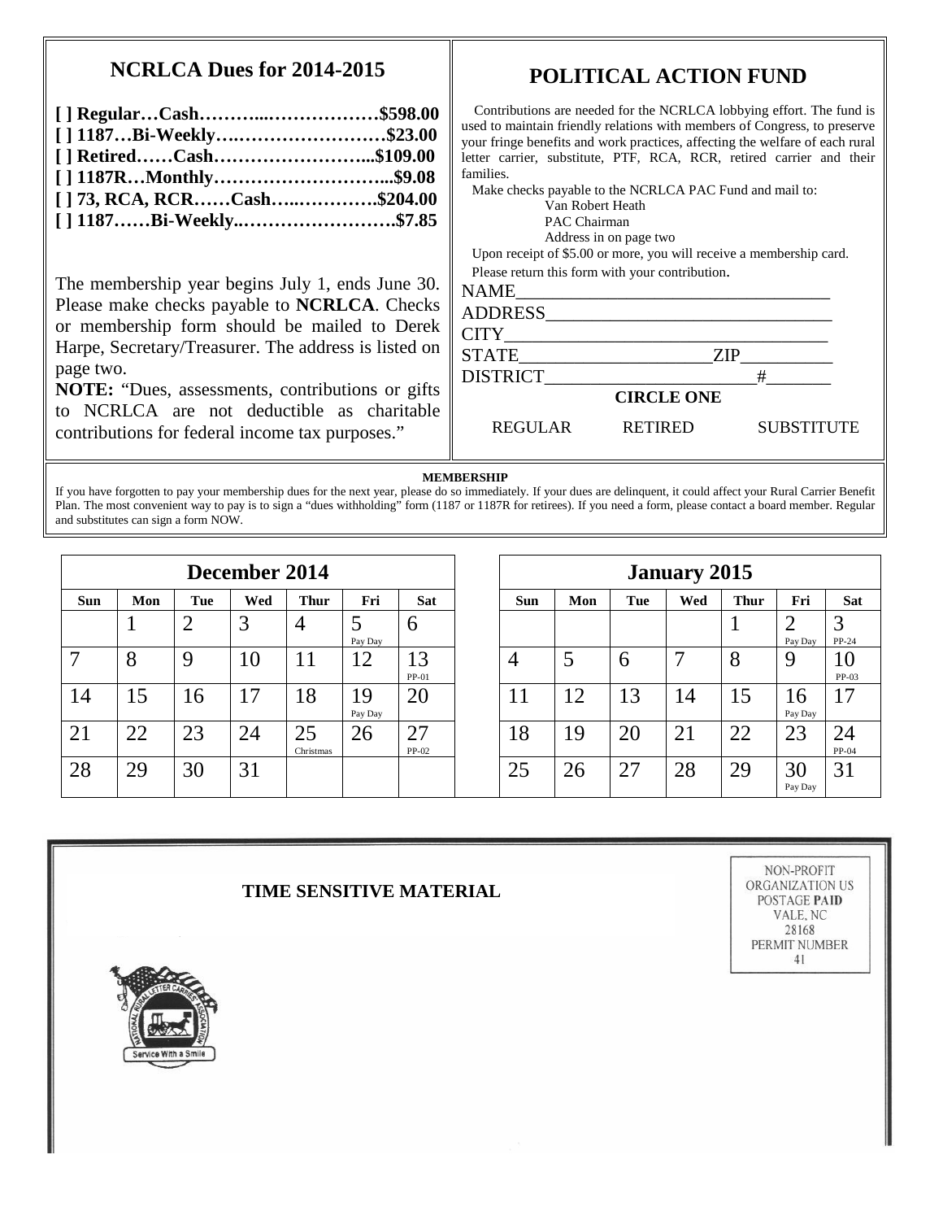## NCRLCA Dues for 2014-2015

**[ ] Regular…Cash………...………………$598.00**
**[ ] 1187…Bi-Weekly….……………………$23.00**
**[ ] Retired……Cash……………………...$109.00**
**[ ] 1187R…Monthly………………………...$9.08**
**[ ] 73, RCA, RCR……Cash…..………….$204.00**
**[ ] 1187……Bi-Weekly..…………………….$7.85**

The membership year begins July 1, ends June 30. Please make checks payable to **NCRLCA**. Checks or membership form should be mailed to Derek Harpe, Secretary/Treasurer. The address is listed on page two.

**NOTE:** "Dues, assessments, contributions or gifts to NCRLCA are not deductible as charitable contributions for federal income tax purposes."

## POLITICAL ACTION FUND

Contributions are needed for the NCRLCA lobbying effort. The fund is used to maintain friendly relations with members of Congress, to preserve your fringe benefits and work practices, affecting the welfare of each rural letter carrier, substitute, PTF, RCA, RCR, retired carrier and their families.

Make checks payable to the NCRLCA PAC Fund and mail to:
Van Robert Heath
PAC Chairman
Address in on page two

Upon receipt of $5.00 or more, you will receive a membership card.
Please return this form with your contribution.

NAME___________________________________
ADDRESS________________________________
CITY____________________________________
STATE_____________________ZIP__________
DISTRICT______________________#_______

**CIRCLE ONE**

REGULAR RETIRED SUBSTITUTE

**MEMBERSHIP**

If you have forgotten to pay your membership dues for the next year, please do so immediately. If your dues are delinquent, it could affect your Rural Carrier Benefit Plan. The most convenient way to pay is to sign a "dues withholding" form (1187 or 1187R for retirees). If you need a form, please contact a board member. Regular and substitutes can sign a form NOW.

**December 2014**

| Sun | Mon | Tue | Wed | Thur | Fri | Sat |
|---|---|---|---|---|---|---|
| | 1 | 2 | 3 | 4 | 5 Pay Day | 6 |
| 7 | 8 | 9 | 10 | 11 | 12 | 13 PP-01 |
| 14 | 15 | 16 | 17 | 18 | 19 Pay Day | 20 |
| 21 | 22 | 23 | 24 | 25 Christmas | 26 | 27 PP-02 |
| 28 | 29 | 30 | 31 | | | |

**January 2015**

| Sun | Mon | Tue | Wed | Thur | Fri | Sat |
|---|---|---|---|---|---|---|
| | | | | 1 | 2 Pay Day | 3 PP-24 |
| 4 | 5 | 6 | 7 | 8 | 9 | 10 PP-03 |
| 11 | 12 | 13 | 14 | 15 | 16 Pay Day | 17 |
| 18 | 19 | 20 | 21 | 22 | 23 | 24 PP-04 |
| 25 | 26 | 27 | 28 | 29 | 30 Pay Day | 31 |

**TIME SENSITIVE MATERIAL**

NON-PROFIT
ORGANIZATION US
POSTAGE **PAID**
VALE, NC
28168
PERMIT NUMBER
41

NATIONAL RURAL LETTER CARRIERS' ASSOCIATION
Service With a Smile